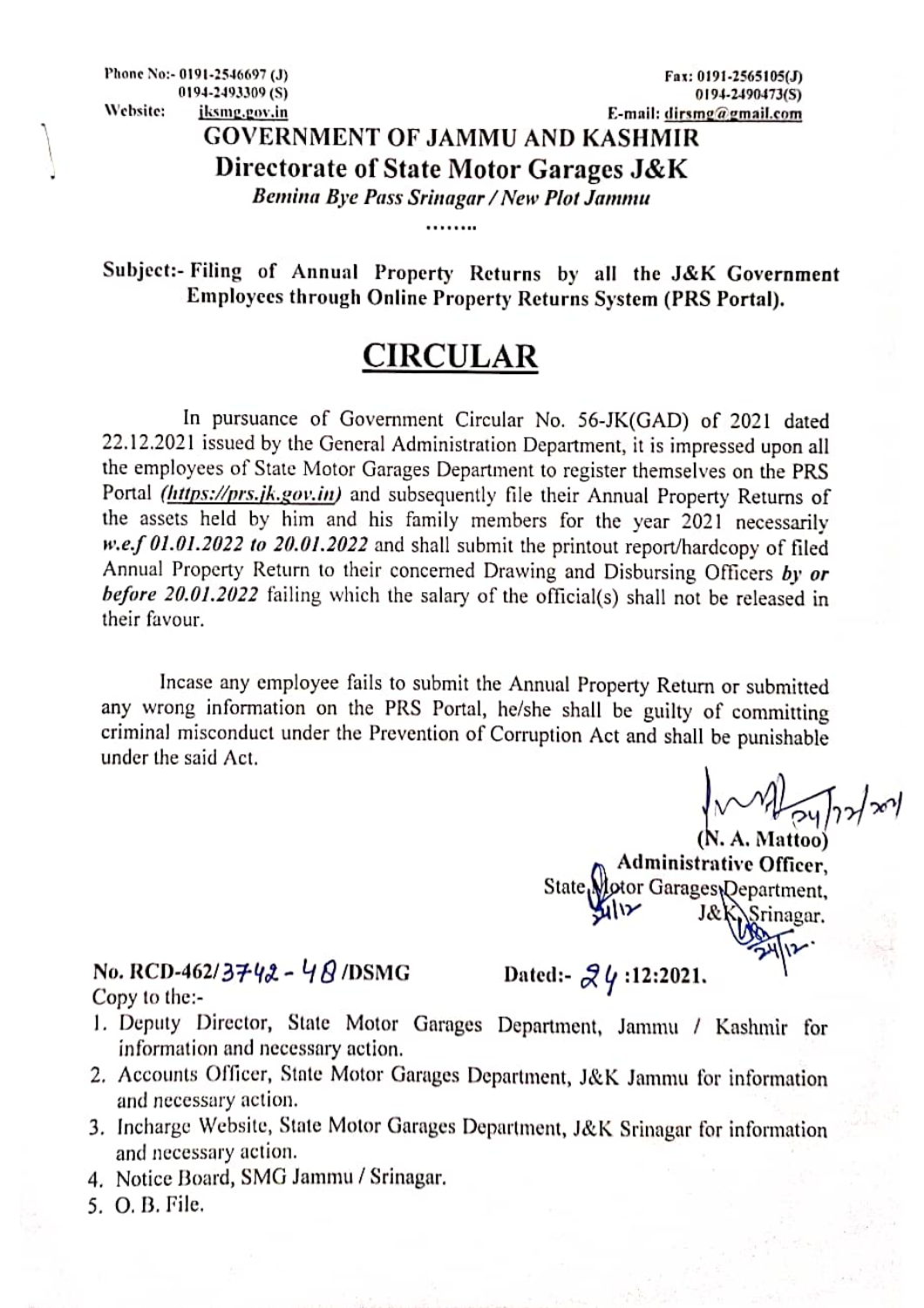Phone No:- 0191-2546697 (J)
0194-2493309 (S)
Website: jksmg.gov.in

Fax: 0191-2565105(J)
0194-2490473(S)
E-mail: dirsmg@gmail.com

# GOVERNMENT OF JAMMU AND KASHMIR

## Directorate of State Motor Garages J&K

*Bemina Bye Pass Srinagar / New Plot Jammu*

........

**Subject:- Filing of Annual Property Returns by all the J&K Government Employees through Online Property Returns System (PRS Portal).**

## CIRCULAR

In pursuance of Government Circular No. 56-JK(GAD) of 2021 dated 22.12.2021 issued by the General Administration Department, it is impressed upon all the employees of State Motor Garages Department to register themselves on the PRS Portal (*https://prs.jk.gov.in*) and subsequently file their Annual Property Returns of the assets held by him and his family members for the year 2021 necessarily *w.e.f 01.01.2022 to 20.01.2022* and shall submit the printout report/hardcopy of filed Annual Property Return to their concerned Drawing and Disbursing Officers ***by or before 20.01.2022*** failing which the salary of the official(s) shall not be released in their favour.

Incase any employee fails to submit the Annual Property Return or submitted any wrong information on the PRS Portal, he/she shall be guilty of committing criminal misconduct under the Prevention of Corruption Act and shall be punishable under the said Act.

Sd/- 24/12/2021
(N. A. Mattoo)
Administrative Officer,
State Motor Garages Department,
J&K Srinagar.

No. RCD-462/3742-48/DSMG    Dated:- 24:12:2021.

Copy to the:-

1. Deputy Director, State Motor Garages Department, Jammu / Kashmir for information and necessary action.
2. Accounts Officer, State Motor Garages Department, J&K Jammu for information and necessary action.
3. Incharge Website, State Motor Garages Department, J&K Srinagar for information and necessary action.
4. Notice Board, SMG Jammu / Srinagar.
5. O. B. File.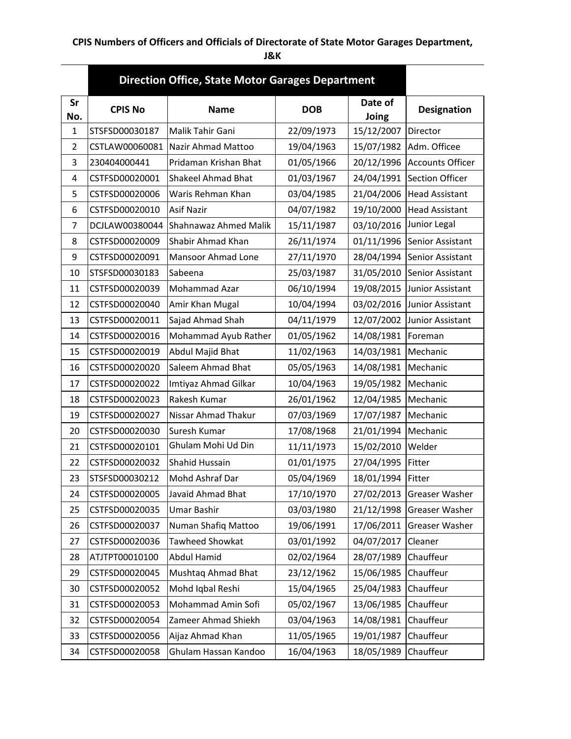# CPIS Numbers of Officers and Officials of Directorate of State Motor Garages Department, J&K

## Direction Office, State Motor Garages Department

| Sr No. | CPIS No | Name | DOB | Date of Joing | Designation |
|---|---|---|---|---|---|
| 1 | STSFSD00030187 | Malik Tahir Gani | 22/09/1973 | 15/12/2007 | Director |
| 2 | CSTLAW00060081 | Nazir Ahmad Mattoo | 19/04/1963 | 15/07/1982 | Adm. Officee |
| 3 | 230404000441 | Pridaman Krishan Bhat | 01/05/1966 | 20/12/1996 | Accounts Officer |
| 4 | CSTFSD00020001 | Shakeel Ahmad Bhat | 01/03/1967 | 24/04/1991 | Section Officer |
| 5 | CSTFSD00020006 | Waris Rehman Khan | 03/04/1985 | 21/04/2006 | Head Assistant |
| 6 | CSTFSD00020010 | Asif Nazir | 04/07/1982 | 19/10/2000 | Head Assistant |
| 7 | DCJLAW00380044 | Shahnawaz Ahmed Malik | 15/11/1987 | 03/10/2016 | Junior Legal |
| 8 | CSTFSD00020009 | Shabir Ahmad Khan | 26/11/1974 | 01/11/1996 | Senior Assistant |
| 9 | CSTFSD00020091 | Mansoor Ahmad Lone | 27/11/1970 | 28/04/1994 | Senior Assistant |
| 10 | STSFSD00030183 | Sabeena | 25/03/1987 | 31/05/2010 | Senior Assistant |
| 11 | CSTFSD00020039 | Mohammad Azar | 06/10/1994 | 19/08/2015 | Junior Assistant |
| 12 | CSTFSD00020040 | Amir Khan Mugal | 10/04/1994 | 03/02/2016 | Junior Assistant |
| 13 | CSTFSD00020011 | Sajad Ahmad Shah | 04/11/1979 | 12/07/2002 | Junior Assistant |
| 14 | CSTFSD00020016 | Mohammad Ayub Rather | 01/05/1962 | 14/08/1981 | Foreman |
| 15 | CSTFSD00020019 | Abdul Majid Bhat | 11/02/1963 | 14/03/1981 | Mechanic |
| 16 | CSTFSD00020020 | Saleem Ahmad Bhat | 05/05/1963 | 14/08/1981 | Mechanic |
| 17 | CSTFSD00020022 | Imtiyaz Ahmad Gilkar | 10/04/1963 | 19/05/1982 | Mechanic |
| 18 | CSTFSD00020023 | Rakesh Kumar | 26/01/1962 | 12/04/1985 | Mechanic |
| 19 | CSTFSD00020027 | Nissar Ahmad Thakur | 07/03/1969 | 17/07/1987 | Mechanic |
| 20 | CSTFSD00020030 | Suresh Kumar | 17/08/1968 | 21/01/1994 | Mechanic |
| 21 | CSTFSD00020101 | Ghulam Mohi Ud Din | 11/11/1973 | 15/02/2010 | Welder |
| 22 | CSTFSD00020032 | Shahid Hussain | 01/01/1975 | 27/04/1995 | Fitter |
| 23 | STSFSD00030212 | Mohd Ashraf Dar | 05/04/1969 | 18/01/1994 | Fitter |
| 24 | CSTFSD00020005 | Javaid Ahmad Bhat | 17/10/1970 | 27/02/2013 | Greaser Washer |
| 25 | CSTFSD00020035 | Umar Bashir | 03/03/1980 | 21/12/1998 | Greaser Washer |
| 26 | CSTFSD00020037 | Numan Shafiq Mattoo | 19/06/1991 | 17/06/2011 | Greaser Washer |
| 27 | CSTFSD00020036 | Tawheed Showkat | 03/01/1992 | 04/07/2017 | Cleaner |
| 28 | ATJTPT00010100 | Abdul Hamid | 02/02/1964 | 28/07/1989 | Chauffeur |
| 29 | CSTFSD00020045 | Mushtaq Ahmad Bhat | 23/12/1962 | 15/06/1985 | Chauffeur |
| 30 | CSTFSD00020052 | Mohd Iqbal Reshi | 15/04/1965 | 25/04/1983 | Chauffeur |
| 31 | CSTFSD00020053 | Mohammad Amin Sofi | 05/02/1967 | 13/06/1985 | Chauffeur |
| 32 | CSTFSD00020054 | Zameer Ahmad Shiekh | 03/04/1963 | 14/08/1981 | Chauffeur |
| 33 | CSTFSD00020056 | Aijaz Ahmad Khan | 11/05/1965 | 19/01/1987 | Chauffeur |
| 34 | CSTFSD00020058 | Ghulam Hassan Kandoo | 16/04/1963 | 18/05/1989 | Chauffeur |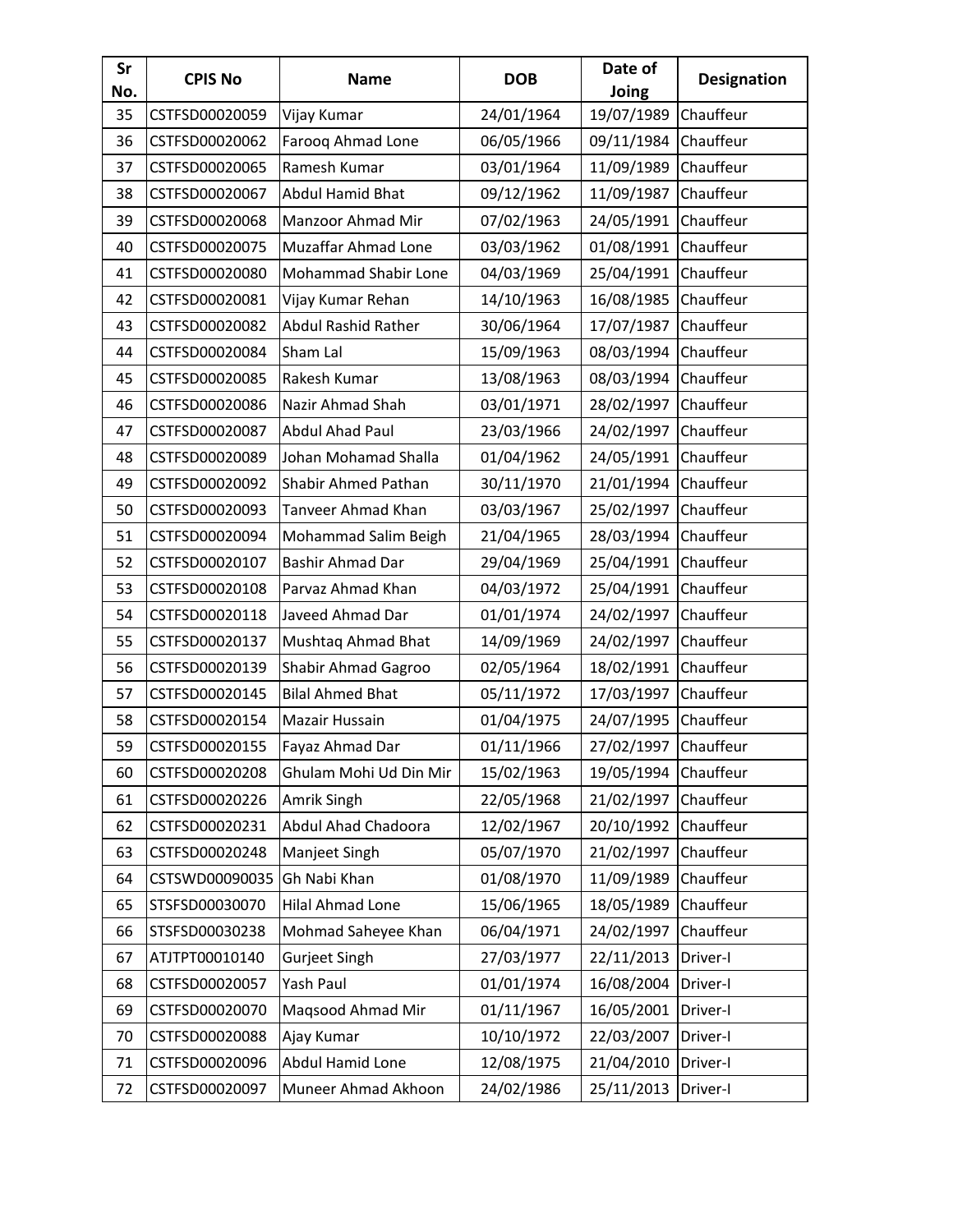| Sr No. | CPIS No | Name | DOB | Date of Joing | Designation |
|---|---|---|---|---|---|
| 35 | CSTFSD00020059 | Vijay Kumar | 24/01/1964 | 19/07/1989 | Chauffeur |
| 36 | CSTFSD00020062 | Farooq Ahmad Lone | 06/05/1966 | 09/11/1984 | Chauffeur |
| 37 | CSTFSD00020065 | Ramesh Kumar | 03/01/1964 | 11/09/1989 | Chauffeur |
| 38 | CSTFSD00020067 | Abdul Hamid Bhat | 09/12/1962 | 11/09/1987 | Chauffeur |
| 39 | CSTFSD00020068 | Manzoor Ahmad Mir | 07/02/1963 | 24/05/1991 | Chauffeur |
| 40 | CSTFSD00020075 | Muzaffar Ahmad Lone | 03/03/1962 | 01/08/1991 | Chauffeur |
| 41 | CSTFSD00020080 | Mohammad Shabir Lone | 04/03/1969 | 25/04/1991 | Chauffeur |
| 42 | CSTFSD00020081 | Vijay Kumar Rehan | 14/10/1963 | 16/08/1985 | Chauffeur |
| 43 | CSTFSD00020082 | Abdul Rashid Rather | 30/06/1964 | 17/07/1987 | Chauffeur |
| 44 | CSTFSD00020084 | Sham Lal | 15/09/1963 | 08/03/1994 | Chauffeur |
| 45 | CSTFSD00020085 | Rakesh Kumar | 13/08/1963 | 08/03/1994 | Chauffeur |
| 46 | CSTFSD00020086 | Nazir Ahmad Shah | 03/01/1971 | 28/02/1997 | Chauffeur |
| 47 | CSTFSD00020087 | Abdul Ahad Paul | 23/03/1966 | 24/02/1997 | Chauffeur |
| 48 | CSTFSD00020089 | Johan Mohamad Shalla | 01/04/1962 | 24/05/1991 | Chauffeur |
| 49 | CSTFSD00020092 | Shabir Ahmed Pathan | 30/11/1970 | 21/01/1994 | Chauffeur |
| 50 | CSTFSD00020093 | Tanveer Ahmad Khan | 03/03/1967 | 25/02/1997 | Chauffeur |
| 51 | CSTFSD00020094 | Mohammad Salim Beigh | 21/04/1965 | 28/03/1994 | Chauffeur |
| 52 | CSTFSD00020107 | Bashir Ahmad Dar | 29/04/1969 | 25/04/1991 | Chauffeur |
| 53 | CSTFSD00020108 | Parvaz Ahmad Khan | 04/03/1972 | 25/04/1991 | Chauffeur |
| 54 | CSTFSD00020118 | Javeed Ahmad Dar | 01/01/1974 | 24/02/1997 | Chauffeur |
| 55 | CSTFSD00020137 | Mushtaq Ahmad Bhat | 14/09/1969 | 24/02/1997 | Chauffeur |
| 56 | CSTFSD00020139 | Shabir Ahmad Gagroo | 02/05/1964 | 18/02/1991 | Chauffeur |
| 57 | CSTFSD00020145 | Bilal Ahmed Bhat | 05/11/1972 | 17/03/1997 | Chauffeur |
| 58 | CSTFSD00020154 | Mazair Hussain | 01/04/1975 | 24/07/1995 | Chauffeur |
| 59 | CSTFSD00020155 | Fayaz Ahmad Dar | 01/11/1966 | 27/02/1997 | Chauffeur |
| 60 | CSTFSD00020208 | Ghulam Mohi Ud Din Mir | 15/02/1963 | 19/05/1994 | Chauffeur |
| 61 | CSTFSD00020226 | Amrik Singh | 22/05/1968 | 21/02/1997 | Chauffeur |
| 62 | CSTFSD00020231 | Abdul Ahad Chadoora | 12/02/1967 | 20/10/1992 | Chauffeur |
| 63 | CSTFSD00020248 | Manjeet Singh | 05/07/1970 | 21/02/1997 | Chauffeur |
| 64 | CSTSWD00090035 | Gh Nabi Khan | 01/08/1970 | 11/09/1989 | Chauffeur |
| 65 | STSFSD00030070 | Hilal Ahmad Lone | 15/06/1965 | 18/05/1989 | Chauffeur |
| 66 | STSFSD00030238 | Mohmad Saheyee Khan | 06/04/1971 | 24/02/1997 | Chauffeur |
| 67 | ATJTPT00010140 | Gurjeet Singh | 27/03/1977 | 22/11/2013 | Driver-I |
| 68 | CSTFSD00020057 | Yash Paul | 01/01/1974 | 16/08/2004 | Driver-I |
| 69 | CSTFSD00020070 | Maqsood Ahmad Mir | 01/11/1967 | 16/05/2001 | Driver-I |
| 70 | CSTFSD00020088 | Ajay Kumar | 10/10/1972 | 22/03/2007 | Driver-I |
| 71 | CSTFSD00020096 | Abdul Hamid Lone | 12/08/1975 | 21/04/2010 | Driver-I |
| 72 | CSTFSD00020097 | Muneer Ahmad Akhoon | 24/02/1986 | 25/11/2013 | Driver-I |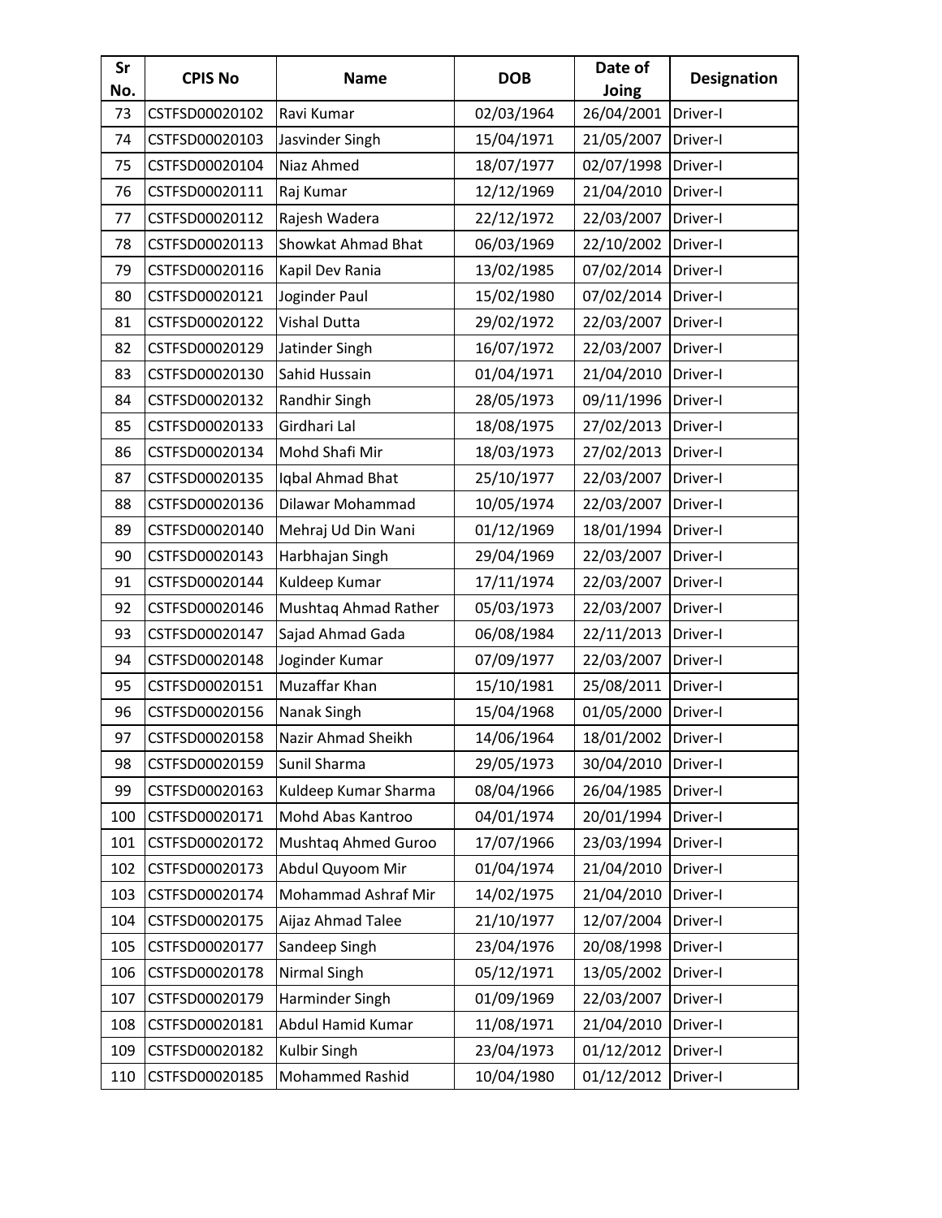| Sr No. | CPIS No | Name | DOB | Date of Joing | Designation |
|---|---|---|---|---|---|
| 73 | CSTFSD00020102 | Ravi Kumar | 02/03/1964 | 26/04/2001 | Driver-I |
| 74 | CSTFSD00020103 | Jasvinder Singh | 15/04/1971 | 21/05/2007 | Driver-I |
| 75 | CSTFSD00020104 | Niaz Ahmed | 18/07/1977 | 02/07/1998 | Driver-I |
| 76 | CSTFSD00020111 | Raj Kumar | 12/12/1969 | 21/04/2010 | Driver-I |
| 77 | CSTFSD00020112 | Rajesh Wadera | 22/12/1972 | 22/03/2007 | Driver-I |
| 78 | CSTFSD00020113 | Showkat Ahmad Bhat | 06/03/1969 | 22/10/2002 | Driver-I |
| 79 | CSTFSD00020116 | Kapil Dev Rania | 13/02/1985 | 07/02/2014 | Driver-I |
| 80 | CSTFSD00020121 | Joginder Paul | 15/02/1980 | 07/02/2014 | Driver-I |
| 81 | CSTFSD00020122 | Vishal Dutta | 29/02/1972 | 22/03/2007 | Driver-I |
| 82 | CSTFSD00020129 | Jatinder Singh | 16/07/1972 | 22/03/2007 | Driver-I |
| 83 | CSTFSD00020130 | Sahid Hussain | 01/04/1971 | 21/04/2010 | Driver-I |
| 84 | CSTFSD00020132 | Randhir Singh | 28/05/1973 | 09/11/1996 | Driver-I |
| 85 | CSTFSD00020133 | Girdhari Lal | 18/08/1975 | 27/02/2013 | Driver-I |
| 86 | CSTFSD00020134 | Mohd Shafi Mir | 18/03/1973 | 27/02/2013 | Driver-I |
| 87 | CSTFSD00020135 | Iqbal Ahmad Bhat | 25/10/1977 | 22/03/2007 | Driver-I |
| 88 | CSTFSD00020136 | Dilawar Mohammad | 10/05/1974 | 22/03/2007 | Driver-I |
| 89 | CSTFSD00020140 | Mehraj Ud Din Wani | 01/12/1969 | 18/01/1994 | Driver-I |
| 90 | CSTFSD00020143 | Harbhajan Singh | 29/04/1969 | 22/03/2007 | Driver-I |
| 91 | CSTFSD00020144 | Kuldeep Kumar | 17/11/1974 | 22/03/2007 | Driver-I |
| 92 | CSTFSD00020146 | Mushtaq Ahmad Rather | 05/03/1973 | 22/03/2007 | Driver-I |
| 93 | CSTFSD00020147 | Sajad Ahmad Gada | 06/08/1984 | 22/11/2013 | Driver-I |
| 94 | CSTFSD00020148 | Joginder Kumar | 07/09/1977 | 22/03/2007 | Driver-I |
| 95 | CSTFSD00020151 | Muzaffar Khan | 15/10/1981 | 25/08/2011 | Driver-I |
| 96 | CSTFSD00020156 | Nanak Singh | 15/04/1968 | 01/05/2000 | Driver-I |
| 97 | CSTFSD00020158 | Nazir Ahmad Sheikh | 14/06/1964 | 18/01/2002 | Driver-I |
| 98 | CSTFSD00020159 | Sunil Sharma | 29/05/1973 | 30/04/2010 | Driver-I |
| 99 | CSTFSD00020163 | Kuldeep Kumar Sharma | 08/04/1966 | 26/04/1985 | Driver-I |
| 100 | CSTFSD00020171 | Mohd Abas Kantroo | 04/01/1974 | 20/01/1994 | Driver-I |
| 101 | CSTFSD00020172 | Mushtaq Ahmed Guroo | 17/07/1966 | 23/03/1994 | Driver-I |
| 102 | CSTFSD00020173 | Abdul Quyoom Mir | 01/04/1974 | 21/04/2010 | Driver-I |
| 103 | CSTFSD00020174 | Mohammad Ashraf Mir | 14/02/1975 | 21/04/2010 | Driver-I |
| 104 | CSTFSD00020175 | Aijaz Ahmad Talee | 21/10/1977 | 12/07/2004 | Driver-I |
| 105 | CSTFSD00020177 | Sandeep Singh | 23/04/1976 | 20/08/1998 | Driver-I |
| 106 | CSTFSD00020178 | Nirmal Singh | 05/12/1971 | 13/05/2002 | Driver-I |
| 107 | CSTFSD00020179 | Harminder Singh | 01/09/1969 | 22/03/2007 | Driver-I |
| 108 | CSTFSD00020181 | Abdul Hamid Kumar | 11/08/1971 | 21/04/2010 | Driver-I |
| 109 | CSTFSD00020182 | Kulbir Singh | 23/04/1973 | 01/12/2012 | Driver-I |
| 110 | CSTFSD00020185 | Mohammed Rashid | 10/04/1980 | 01/12/2012 | Driver-I |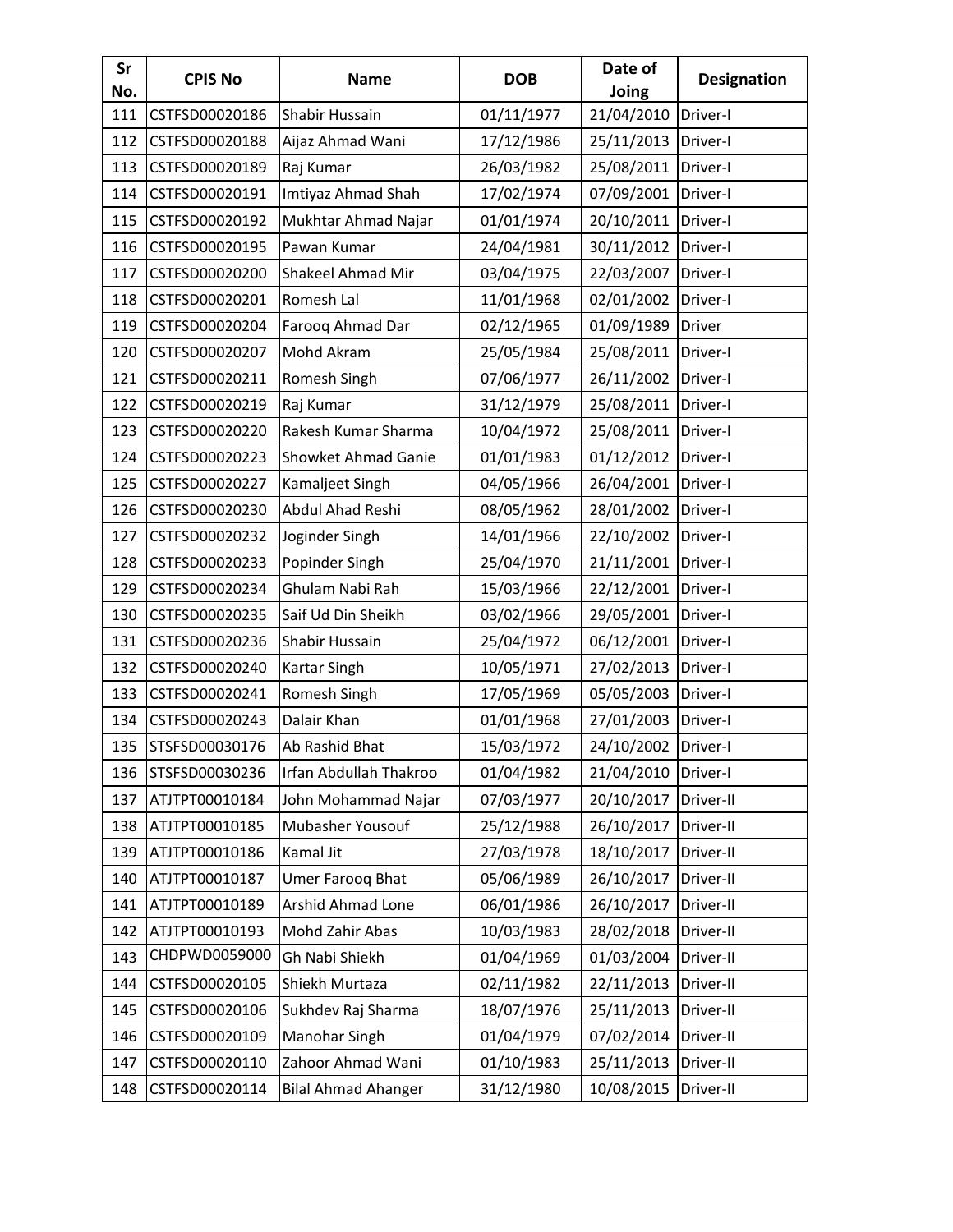| Sr No. | CPIS No | Name | DOB | Date of Joing | Designation |
|---|---|---|---|---|---|
| 111 | CSTFSD00020186 | Shabir Hussain | 01/11/1977 | 21/04/2010 | Driver-I |
| 112 | CSTFSD00020188 | Aijaz Ahmad Wani | 17/12/1986 | 25/11/2013 | Driver-I |
| 113 | CSTFSD00020189 | Raj Kumar | 26/03/1982 | 25/08/2011 | Driver-I |
| 114 | CSTFSD00020191 | Imtiyaz Ahmad Shah | 17/02/1974 | 07/09/2001 | Driver-I |
| 115 | CSTFSD00020192 | Mukhtar Ahmad Najar | 01/01/1974 | 20/10/2011 | Driver-I |
| 116 | CSTFSD00020195 | Pawan Kumar | 24/04/1981 | 30/11/2012 | Driver-I |
| 117 | CSTFSD00020200 | Shakeel Ahmad Mir | 03/04/1975 | 22/03/2007 | Driver-I |
| 118 | CSTFSD00020201 | Romesh Lal | 11/01/1968 | 02/01/2002 | Driver-I |
| 119 | CSTFSD00020204 | Farooq Ahmad Dar | 02/12/1965 | 01/09/1989 | Driver |
| 120 | CSTFSD00020207 | Mohd Akram | 25/05/1984 | 25/08/2011 | Driver-I |
| 121 | CSTFSD00020211 | Romesh Singh | 07/06/1977 | 26/11/2002 | Driver-I |
| 122 | CSTFSD00020219 | Raj Kumar | 31/12/1979 | 25/08/2011 | Driver-I |
| 123 | CSTFSD00020220 | Rakesh Kumar Sharma | 10/04/1972 | 25/08/2011 | Driver-I |
| 124 | CSTFSD00020223 | Showket Ahmad Ganie | 01/01/1983 | 01/12/2012 | Driver-I |
| 125 | CSTFSD00020227 | Kamaljeet Singh | 04/05/1966 | 26/04/2001 | Driver-I |
| 126 | CSTFSD00020230 | Abdul Ahad Reshi | 08/05/1962 | 28/01/2002 | Driver-I |
| 127 | CSTFSD00020232 | Joginder Singh | 14/01/1966 | 22/10/2002 | Driver-I |
| 128 | CSTFSD00020233 | Popinder Singh | 25/04/1970 | 21/11/2001 | Driver-I |
| 129 | CSTFSD00020234 | Ghulam Nabi Rah | 15/03/1966 | 22/12/2001 | Driver-I |
| 130 | CSTFSD00020235 | Saif Ud Din Sheikh | 03/02/1966 | 29/05/2001 | Driver-I |
| 131 | CSTFSD00020236 | Shabir Hussain | 25/04/1972 | 06/12/2001 | Driver-I |
| 132 | CSTFSD00020240 | Kartar Singh | 10/05/1971 | 27/02/2013 | Driver-I |
| 133 | CSTFSD00020241 | Romesh Singh | 17/05/1969 | 05/05/2003 | Driver-I |
| 134 | CSTFSD00020243 | Dalair Khan | 01/01/1968 | 27/01/2003 | Driver-I |
| 135 | STSFSD00030176 | Ab Rashid Bhat | 15/03/1972 | 24/10/2002 | Driver-I |
| 136 | STSFSD00030236 | Irfan Abdullah Thakroo | 01/04/1982 | 21/04/2010 | Driver-I |
| 137 | ATJTPT00010184 | John Mohammad Najar | 07/03/1977 | 20/10/2017 | Driver-II |
| 138 | ATJTPT00010185 | Mubasher Yousouf | 25/12/1988 | 26/10/2017 | Driver-II |
| 139 | ATJTPT00010186 | Kamal Jit | 27/03/1978 | 18/10/2017 | Driver-II |
| 140 | ATJTPT00010187 | Umer Farooq Bhat | 05/06/1989 | 26/10/2017 | Driver-II |
| 141 | ATJTPT00010189 | Arshid Ahmad Lone | 06/01/1986 | 26/10/2017 | Driver-II |
| 142 | ATJTPT00010193 | Mohd Zahir Abas | 10/03/1983 | 28/02/2018 | Driver-II |
| 143 | CHDPWD0059000 | Gh Nabi Shiekh | 01/04/1969 | 01/03/2004 | Driver-II |
| 144 | CSTFSD00020105 | Shiekh Murtaza | 02/11/1982 | 22/11/2013 | Driver-II |
| 145 | CSTFSD00020106 | Sukhdev Raj Sharma | 18/07/1976 | 25/11/2013 | Driver-II |
| 146 | CSTFSD00020109 | Manohar Singh | 01/04/1979 | 07/02/2014 | Driver-II |
| 147 | CSTFSD00020110 | Zahoor Ahmad Wani | 01/10/1983 | 25/11/2013 | Driver-II |
| 148 | CSTFSD00020114 | Bilal Ahmad Ahanger | 31/12/1980 | 10/08/2015 | Driver-II |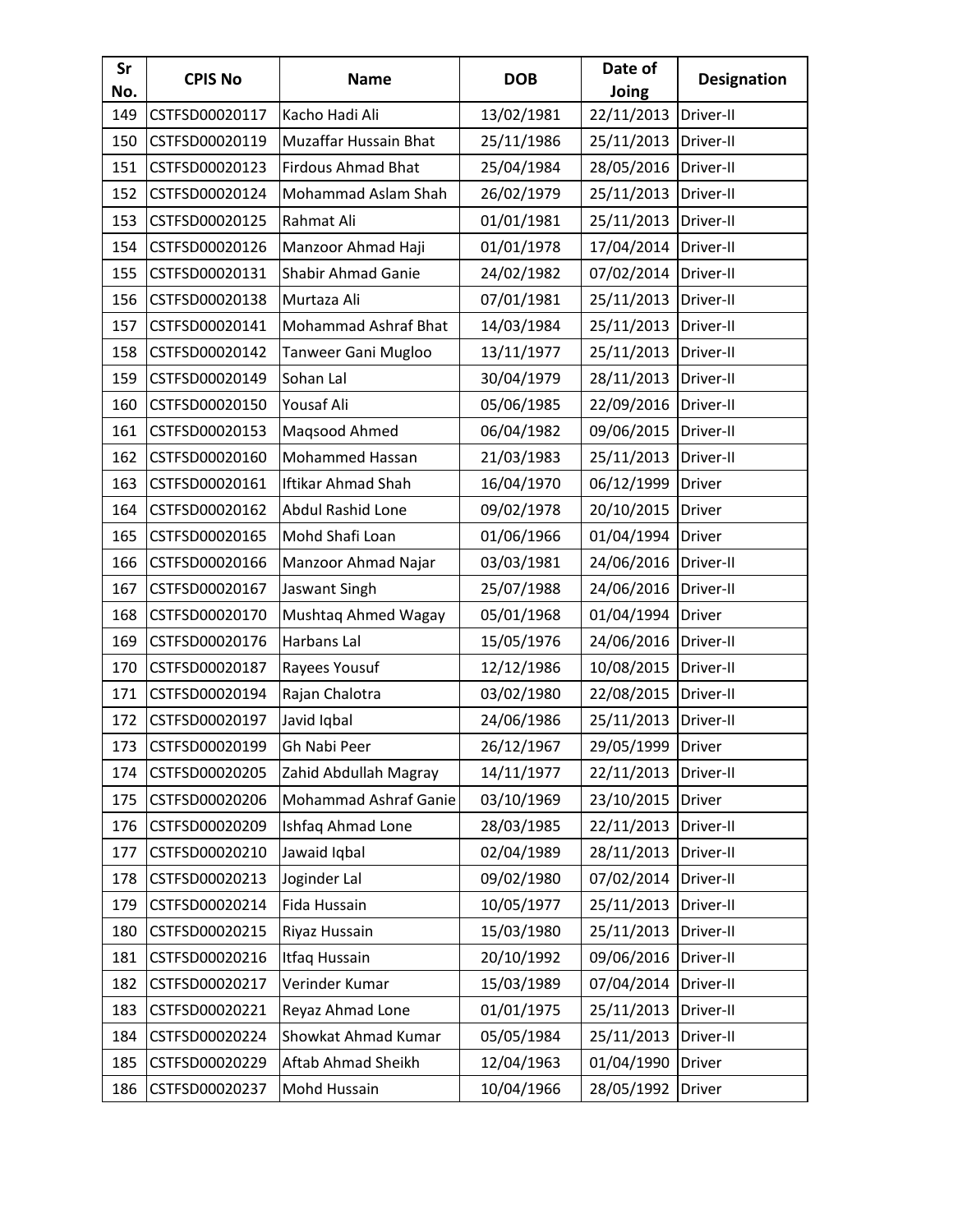| Sr No. | CPIS No | Name | DOB | Date of Joing | Designation |
|---|---|---|---|---|---|
| 149 | CSTFSD00020117 | Kacho Hadi Ali | 13/02/1981 | 22/11/2013 | Driver-II |
| 150 | CSTFSD00020119 | Muzaffar Hussain Bhat | 25/11/1986 | 25/11/2013 | Driver-II |
| 151 | CSTFSD00020123 | Firdous Ahmad Bhat | 25/04/1984 | 28/05/2016 | Driver-II |
| 152 | CSTFSD00020124 | Mohammad Aslam Shah | 26/02/1979 | 25/11/2013 | Driver-II |
| 153 | CSTFSD00020125 | Rahmat Ali | 01/01/1981 | 25/11/2013 | Driver-II |
| 154 | CSTFSD00020126 | Manzoor Ahmad Haji | 01/01/1978 | 17/04/2014 | Driver-II |
| 155 | CSTFSD00020131 | Shabir Ahmad Ganie | 24/02/1982 | 07/02/2014 | Driver-II |
| 156 | CSTFSD00020138 | Murtaza Ali | 07/01/1981 | 25/11/2013 | Driver-II |
| 157 | CSTFSD00020141 | Mohammad Ashraf Bhat | 14/03/1984 | 25/11/2013 | Driver-II |
| 158 | CSTFSD00020142 | Tanweer Gani Mugloo | 13/11/1977 | 25/11/2013 | Driver-II |
| 159 | CSTFSD00020149 | Sohan Lal | 30/04/1979 | 28/11/2013 | Driver-II |
| 160 | CSTFSD00020150 | Yousaf Ali | 05/06/1985 | 22/09/2016 | Driver-II |
| 161 | CSTFSD00020153 | Maqsood Ahmed | 06/04/1982 | 09/06/2015 | Driver-II |
| 162 | CSTFSD00020160 | Mohammed Hassan | 21/03/1983 | 25/11/2013 | Driver-II |
| 163 | CSTFSD00020161 | Iftikar Ahmad Shah | 16/04/1970 | 06/12/1999 | Driver |
| 164 | CSTFSD00020162 | Abdul Rashid Lone | 09/02/1978 | 20/10/2015 | Driver |
| 165 | CSTFSD00020165 | Mohd Shafi Loan | 01/06/1966 | 01/04/1994 | Driver |
| 166 | CSTFSD00020166 | Manzoor Ahmad Najar | 03/03/1981 | 24/06/2016 | Driver-II |
| 167 | CSTFSD00020167 | Jaswant Singh | 25/07/1988 | 24/06/2016 | Driver-II |
| 168 | CSTFSD00020170 | Mushtaq Ahmed Wagay | 05/01/1968 | 01/04/1994 | Driver |
| 169 | CSTFSD00020176 | Harbans Lal | 15/05/1976 | 24/06/2016 | Driver-II |
| 170 | CSTFSD00020187 | Rayees Yousuf | 12/12/1986 | 10/08/2015 | Driver-II |
| 171 | CSTFSD00020194 | Rajan Chalotra | 03/02/1980 | 22/08/2015 | Driver-II |
| 172 | CSTFSD00020197 | Javid Iqbal | 24/06/1986 | 25/11/2013 | Driver-II |
| 173 | CSTFSD00020199 | Gh Nabi Peer | 26/12/1967 | 29/05/1999 | Driver |
| 174 | CSTFSD00020205 | Zahid Abdullah Magray | 14/11/1977 | 22/11/2013 | Driver-II |
| 175 | CSTFSD00020206 | Mohammad Ashraf Ganie | 03/10/1969 | 23/10/2015 | Driver |
| 176 | CSTFSD00020209 | Ishfaq Ahmad Lone | 28/03/1985 | 22/11/2013 | Driver-II |
| 177 | CSTFSD00020210 | Jawaid Iqbal | 02/04/1989 | 28/11/2013 | Driver-II |
| 178 | CSTFSD00020213 | Joginder Lal | 09/02/1980 | 07/02/2014 | Driver-II |
| 179 | CSTFSD00020214 | Fida Hussain | 10/05/1977 | 25/11/2013 | Driver-II |
| 180 | CSTFSD00020215 | Riyaz Hussain | 15/03/1980 | 25/11/2013 | Driver-II |
| 181 | CSTFSD00020216 | Itfaq Hussain | 20/10/1992 | 09/06/2016 | Driver-II |
| 182 | CSTFSD00020217 | Verinder Kumar | 15/03/1989 | 07/04/2014 | Driver-II |
| 183 | CSTFSD00020221 | Reyaz Ahmad Lone | 01/01/1975 | 25/11/2013 | Driver-II |
| 184 | CSTFSD00020224 | Showkat Ahmad Kumar | 05/05/1984 | 25/11/2013 | Driver-II |
| 185 | CSTFSD00020229 | Aftab Ahmad Sheikh | 12/04/1963 | 01/04/1990 | Driver |
| 186 | CSTFSD00020237 | Mohd Hussain | 10/04/1966 | 28/05/1992 | Driver |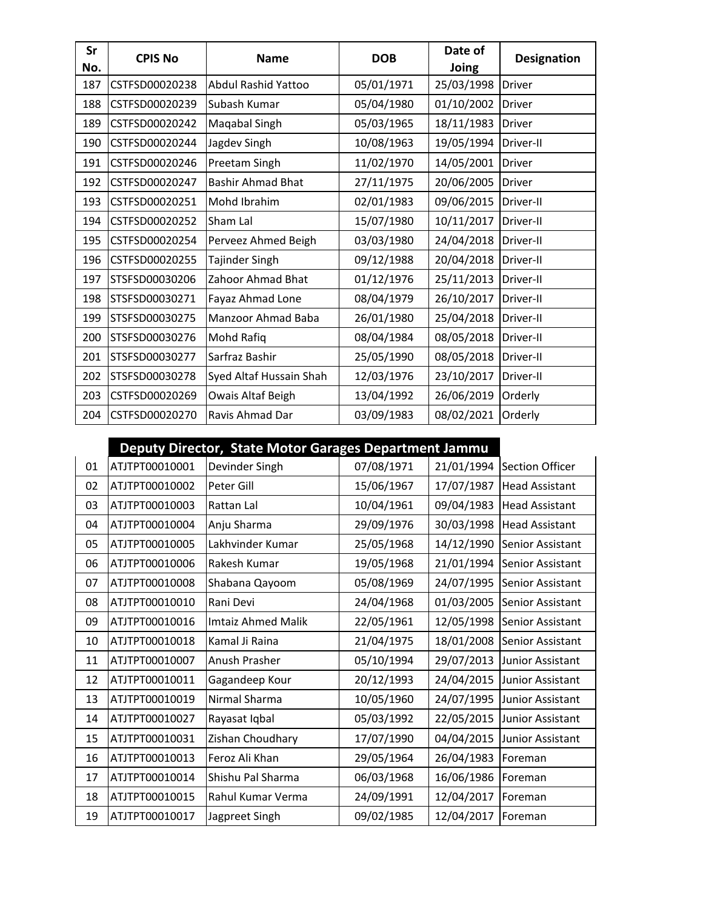| Sr No. | CPIS No | Name | DOB | Date of Joing | Designation |
|---|---|---|---|---|---|
| 187 | CSTFSD00020238 | Abdul Rashid Yattoo | 05/01/1971 | 25/03/1998 | Driver |
| 188 | CSTFSD00020239 | Subash Kumar | 05/04/1980 | 01/10/2002 | Driver |
| 189 | CSTFSD00020242 | Maqabal Singh | 05/03/1965 | 18/11/1983 | Driver |
| 190 | CSTFSD00020244 | Jagdev Singh | 10/08/1963 | 19/05/1994 | Driver-II |
| 191 | CSTFSD00020246 | Preetam Singh | 11/02/1970 | 14/05/2001 | Driver |
| 192 | CSTFSD00020247 | Bashir Ahmad Bhat | 27/11/1975 | 20/06/2005 | Driver |
| 193 | CSTFSD00020251 | Mohd Ibrahim | 02/01/1983 | 09/06/2015 | Driver-II |
| 194 | CSTFSD00020252 | Sham Lal | 15/07/1980 | 10/11/2017 | Driver-II |
| 195 | CSTFSD00020254 | Perveez Ahmed Beigh | 03/03/1980 | 24/04/2018 | Driver-II |
| 196 | CSTFSD00020255 | Tajinder Singh | 09/12/1988 | 20/04/2018 | Driver-II |
| 197 | STSFSD00030206 | Zahoor Ahmad Bhat | 01/12/1976 | 25/11/2013 | Driver-II |
| 198 | STSFSD00030271 | Fayaz Ahmad Lone | 08/04/1979 | 26/10/2017 | Driver-II |
| 199 | STSFSD00030275 | Manzoor Ahmad Baba | 26/01/1980 | 25/04/2018 | Driver-II |
| 200 | STSFSD00030276 | Mohd Rafiq | 08/04/1984 | 08/05/2018 | Driver-II |
| 201 | STSFSD00030277 | Sarfraz Bashir | 25/05/1990 | 08/05/2018 | Driver-II |
| 202 | STSFSD00030278 | Syed Altaf Hussain Shah | 12/03/1976 | 23/10/2017 | Driver-II |
| 203 | CSTFSD00020269 | Owais Altaf Beigh | 13/04/1992 | 26/06/2019 | Orderly |
| 204 | CSTFSD00020270 | Ravis Ahmad Dar | 03/09/1983 | 08/02/2021 | Orderly |

## Deputy Director, State Motor Garages Department Jammu

| Sr No. | CPIS No | Name | DOB | Date of Joing | Designation |
|---|---|---|---|---|---|
| 01 | ATJTPT00010001 | Devinder Singh | 07/08/1971 | 21/01/1994 | Section Officer |
| 02 | ATJTPT00010002 | Peter Gill | 15/06/1967 | 17/07/1987 | Head Assistant |
| 03 | ATJTPT00010003 | Rattan Lal | 10/04/1961 | 09/04/1983 | Head Assistant |
| 04 | ATJTPT00010004 | Anju Sharma | 29/09/1976 | 30/03/1998 | Head Assistant |
| 05 | ATJTPT00010005 | Lakhvinder Kumar | 25/05/1968 | 14/12/1990 | Senior Assistant |
| 06 | ATJTPT00010006 | Rakesh Kumar | 19/05/1968 | 21/01/1994 | Senior Assistant |
| 07 | ATJTPT00010008 | Shabana Qayoom | 05/08/1969 | 24/07/1995 | Senior Assistant |
| 08 | ATJTPT00010010 | Rani Devi | 24/04/1968 | 01/03/2005 | Senior Assistant |
| 09 | ATJTPT00010016 | Imtaiz Ahmed Malik | 22/05/1961 | 12/05/1998 | Senior Assistant |
| 10 | ATJTPT00010018 | Kamal Ji Raina | 21/04/1975 | 18/01/2008 | Senior Assistant |
| 11 | ATJTPT00010007 | Anush Prasher | 05/10/1994 | 29/07/2013 | Junior Assistant |
| 12 | ATJTPT00010011 | Gagandeep Kour | 20/12/1993 | 24/04/2015 | Junior Assistant |
| 13 | ATJTPT00010019 | Nirmal Sharma | 10/05/1960 | 24/07/1995 | Junior Assistant |
| 14 | ATJTPT00010027 | Rayasat Iqbal | 05/03/1992 | 22/05/2015 | Junior Assistant |
| 15 | ATJTPT00010031 | Zishan Choudhary | 17/07/1990 | 04/04/2015 | Junior Assistant |
| 16 | ATJTPT00010013 | Feroz Ali Khan | 29/05/1964 | 26/04/1983 | Foreman |
| 17 | ATJTPT00010014 | Shishu Pal Sharma | 06/03/1968 | 16/06/1986 | Foreman |
| 18 | ATJTPT00010015 | Rahul Kumar Verma | 24/09/1991 | 12/04/2017 | Foreman |
| 19 | ATJTPT00010017 | Jagpreet Singh | 09/02/1985 | 12/04/2017 | Foreman |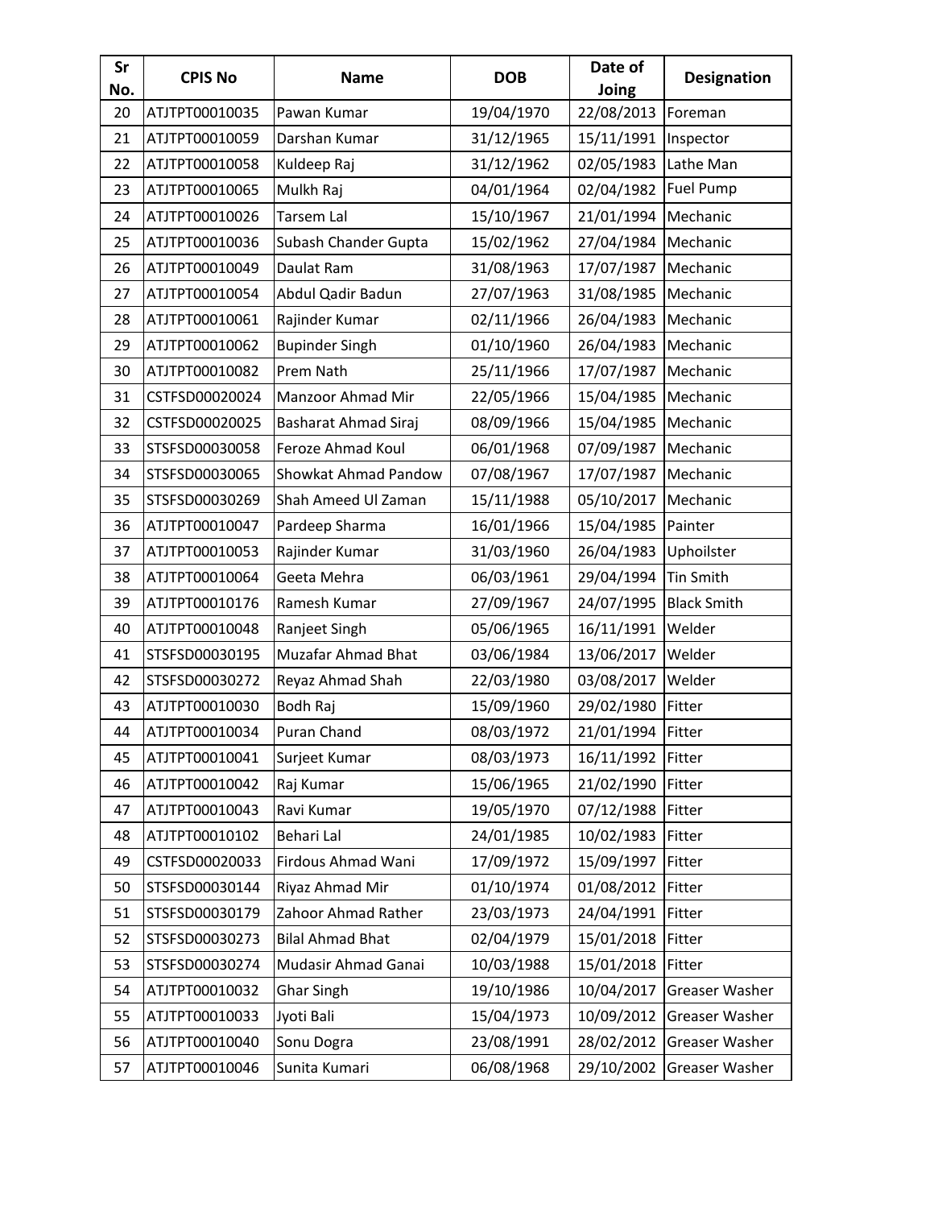| Sr No. | CPIS No | Name | DOB | Date of Joing | Designation |
|---|---|---|---|---|---|
| 20 | ATJTPT00010035 | Pawan Kumar | 19/04/1970 | 22/08/2013 | Foreman |
| 21 | ATJTPT00010059 | Darshan Kumar | 31/12/1965 | 15/11/1991 | Inspector |
| 22 | ATJTPT00010058 | Kuldeep Raj | 31/12/1962 | 02/05/1983 | Lathe Man |
| 23 | ATJTPT00010065 | Mulkh Raj | 04/01/1964 | 02/04/1982 | Fuel Pump |
| 24 | ATJTPT00010026 | Tarsem Lal | 15/10/1967 | 21/01/1994 | Mechanic |
| 25 | ATJTPT00010036 | Subash Chander Gupta | 15/02/1962 | 27/04/1984 | Mechanic |
| 26 | ATJTPT00010049 | Daulat Ram | 31/08/1963 | 17/07/1987 | Mechanic |
| 27 | ATJTPT00010054 | Abdul Qadir Badun | 27/07/1963 | 31/08/1985 | Mechanic |
| 28 | ATJTPT00010061 | Rajinder Kumar | 02/11/1966 | 26/04/1983 | Mechanic |
| 29 | ATJTPT00010062 | Bupinder Singh | 01/10/1960 | 26/04/1983 | Mechanic |
| 30 | ATJTPT00010082 | Prem Nath | 25/11/1966 | 17/07/1987 | Mechanic |
| 31 | CSTFSD00020024 | Manzoor Ahmad Mir | 22/05/1966 | 15/04/1985 | Mechanic |
| 32 | CSTFSD00020025 | Basharat Ahmad Siraj | 08/09/1966 | 15/04/1985 | Mechanic |
| 33 | STSFSD00030058 | Feroze Ahmad Koul | 06/01/1968 | 07/09/1987 | Mechanic |
| 34 | STSFSD00030065 | Showkat Ahmad Pandow | 07/08/1967 | 17/07/1987 | Mechanic |
| 35 | STSFSD00030269 | Shah Ameed Ul Zaman | 15/11/1988 | 05/10/2017 | Mechanic |
| 36 | ATJTPT00010047 | Pardeep Sharma | 16/01/1966 | 15/04/1985 | Painter |
| 37 | ATJTPT00010053 | Rajinder Kumar | 31/03/1960 | 26/04/1983 | Uphoilster |
| 38 | ATJTPT00010064 | Geeta Mehra | 06/03/1961 | 29/04/1994 | Tin Smith |
| 39 | ATJTPT00010176 | Ramesh Kumar | 27/09/1967 | 24/07/1995 | Black Smith |
| 40 | ATJTPT00010048 | Ranjeet Singh | 05/06/1965 | 16/11/1991 | Welder |
| 41 | STSFSD00030195 | Muzafar Ahmad Bhat | 03/06/1984 | 13/06/2017 | Welder |
| 42 | STSFSD00030272 | Reyaz Ahmad Shah | 22/03/1980 | 03/08/2017 | Welder |
| 43 | ATJTPT00010030 | Bodh Raj | 15/09/1960 | 29/02/1980 | Fitter |
| 44 | ATJTPT00010034 | Puran Chand | 08/03/1972 | 21/01/1994 | Fitter |
| 45 | ATJTPT00010041 | Surjeet Kumar | 08/03/1973 | 16/11/1992 | Fitter |
| 46 | ATJTPT00010042 | Raj Kumar | 15/06/1965 | 21/02/1990 | Fitter |
| 47 | ATJTPT00010043 | Ravi Kumar | 19/05/1970 | 07/12/1988 | Fitter |
| 48 | ATJTPT00010102 | Behari Lal | 24/01/1985 | 10/02/1983 | Fitter |
| 49 | CSTFSD00020033 | Firdous Ahmad Wani | 17/09/1972 | 15/09/1997 | Fitter |
| 50 | STSFSD00030144 | Riyaz Ahmad Mir | 01/10/1974 | 01/08/2012 | Fitter |
| 51 | STSFSD00030179 | Zahoor Ahmad Rather | 23/03/1973 | 24/04/1991 | Fitter |
| 52 | STSFSD00030273 | Bilal Ahmad Bhat | 02/04/1979 | 15/01/2018 | Fitter |
| 53 | STSFSD00030274 | Mudasir Ahmad Ganai | 10/03/1988 | 15/01/2018 | Fitter |
| 54 | ATJTPT00010032 | Ghar Singh | 19/10/1986 | 10/04/2017 | Greaser Washer |
| 55 | ATJTPT00010033 | Jyoti Bali | 15/04/1973 | 10/09/2012 | Greaser Washer |
| 56 | ATJTPT00010040 | Sonu Dogra | 23/08/1991 | 28/02/2012 | Greaser Washer |
| 57 | ATJTPT00010046 | Sunita Kumari | 06/08/1968 | 29/10/2002 | Greaser Washer |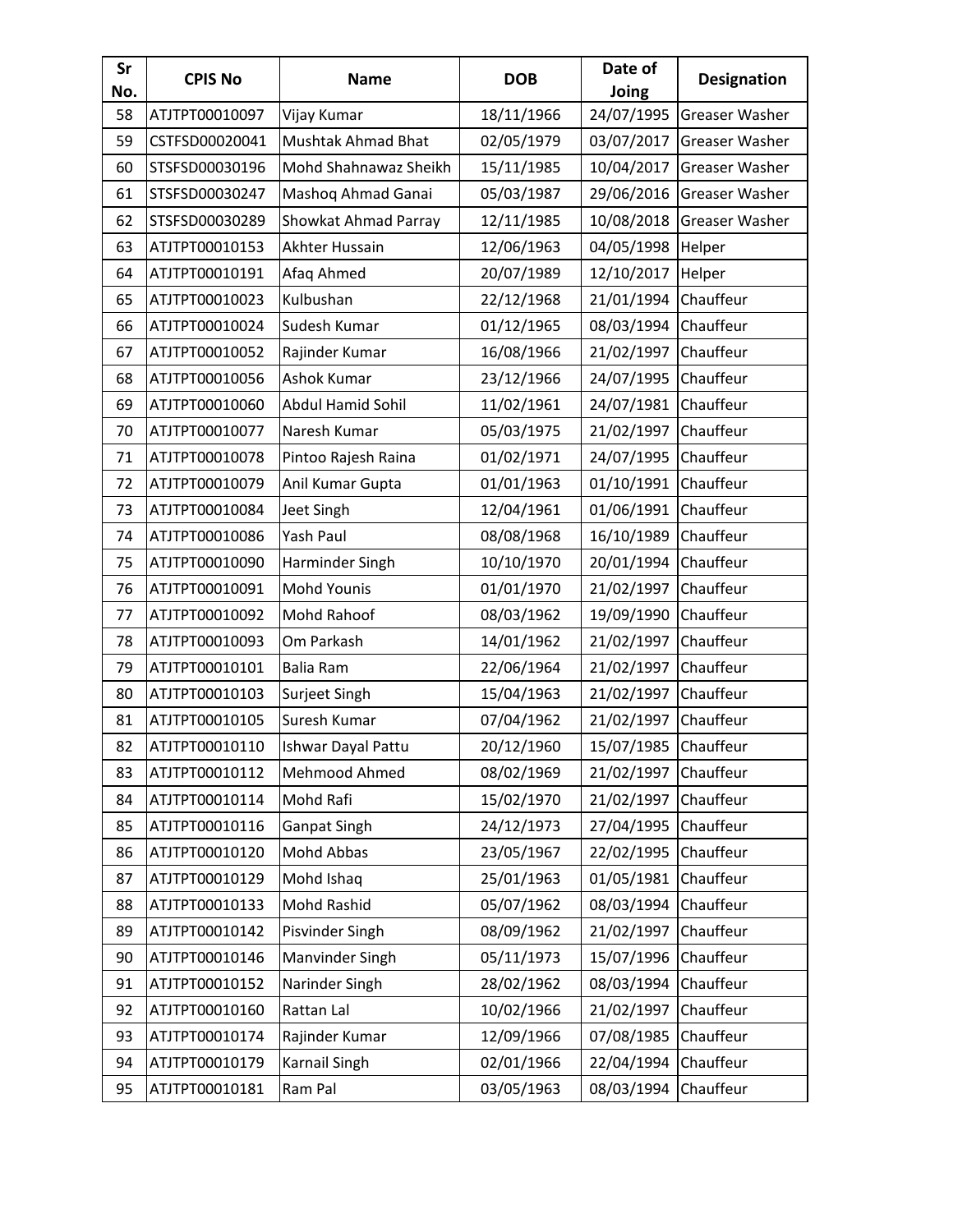| Sr No. | CPIS No | Name | DOB | Date of Joing | Designation |
| --- | --- | --- | --- | --- | --- |
| 58 | ATJTPT00010097 | Vijay Kumar | 18/11/1966 | 24/07/1995 | Greaser Washer |
| 59 | CSTFSD00020041 | Mushtak Ahmad Bhat | 02/05/1979 | 03/07/2017 | Greaser Washer |
| 60 | STSFSD00030196 | Mohd Shahnawaz Sheikh | 15/11/1985 | 10/04/2017 | Greaser Washer |
| 61 | STSFSD00030247 | Mashoq Ahmad Ganai | 05/03/1987 | 29/06/2016 | Greaser Washer |
| 62 | STSFSD00030289 | Showkat Ahmad Parray | 12/11/1985 | 10/08/2018 | Greaser Washer |
| 63 | ATJTPT00010153 | Akhter Hussain | 12/06/1963 | 04/05/1998 | Helper |
| 64 | ATJTPT00010191 | Afaq Ahmed | 20/07/1989 | 12/10/2017 | Helper |
| 65 | ATJTPT00010023 | Kulbushan | 22/12/1968 | 21/01/1994 | Chauffeur |
| 66 | ATJTPT00010024 | Sudesh Kumar | 01/12/1965 | 08/03/1994 | Chauffeur |
| 67 | ATJTPT00010052 | Rajinder Kumar | 16/08/1966 | 21/02/1997 | Chauffeur |
| 68 | ATJTPT00010056 | Ashok Kumar | 23/12/1966 | 24/07/1995 | Chauffeur |
| 69 | ATJTPT00010060 | Abdul Hamid Sohil | 11/02/1961 | 24/07/1981 | Chauffeur |
| 70 | ATJTPT00010077 | Naresh Kumar | 05/03/1975 | 21/02/1997 | Chauffeur |
| 71 | ATJTPT00010078 | Pintoo Rajesh Raina | 01/02/1971 | 24/07/1995 | Chauffeur |
| 72 | ATJTPT00010079 | Anil Kumar Gupta | 01/01/1963 | 01/10/1991 | Chauffeur |
| 73 | ATJTPT00010084 | Jeet Singh | 12/04/1961 | 01/06/1991 | Chauffeur |
| 74 | ATJTPT00010086 | Yash Paul | 08/08/1968 | 16/10/1989 | Chauffeur |
| 75 | ATJTPT00010090 | Harminder Singh | 10/10/1970 | 20/01/1994 | Chauffeur |
| 76 | ATJTPT00010091 | Mohd Younis | 01/01/1970 | 21/02/1997 | Chauffeur |
| 77 | ATJTPT00010092 | Mohd Rahoof | 08/03/1962 | 19/09/1990 | Chauffeur |
| 78 | ATJTPT00010093 | Om Parkash | 14/01/1962 | 21/02/1997 | Chauffeur |
| 79 | ATJTPT00010101 | Balia Ram | 22/06/1964 | 21/02/1997 | Chauffeur |
| 80 | ATJTPT00010103 | Surjeet Singh | 15/04/1963 | 21/02/1997 | Chauffeur |
| 81 | ATJTPT00010105 | Suresh Kumar | 07/04/1962 | 21/02/1997 | Chauffeur |
| 82 | ATJTPT00010110 | Ishwar Dayal Pattu | 20/12/1960 | 15/07/1985 | Chauffeur |
| 83 | ATJTPT00010112 | Mehmood Ahmed | 08/02/1969 | 21/02/1997 | Chauffeur |
| 84 | ATJTPT00010114 | Mohd Rafi | 15/02/1970 | 21/02/1997 | Chauffeur |
| 85 | ATJTPT00010116 | Ganpat Singh | 24/12/1973 | 27/04/1995 | Chauffeur |
| 86 | ATJTPT00010120 | Mohd Abbas | 23/05/1967 | 22/02/1995 | Chauffeur |
| 87 | ATJTPT00010129 | Mohd Ishaq | 25/01/1963 | 01/05/1981 | Chauffeur |
| 88 | ATJTPT00010133 | Mohd Rashid | 05/07/1962 | 08/03/1994 | Chauffeur |
| 89 | ATJTPT00010142 | Pisvinder Singh | 08/09/1962 | 21/02/1997 | Chauffeur |
| 90 | ATJTPT00010146 | Manvinder Singh | 05/11/1973 | 15/07/1996 | Chauffeur |
| 91 | ATJTPT00010152 | Narinder Singh | 28/02/1962 | 08/03/1994 | Chauffeur |
| 92 | ATJTPT00010160 | Rattan Lal | 10/02/1966 | 21/02/1997 | Chauffeur |
| 93 | ATJTPT00010174 | Rajinder Kumar | 12/09/1966 | 07/08/1985 | Chauffeur |
| 94 | ATJTPT00010179 | Karnail Singh | 02/01/1966 | 22/04/1994 | Chauffeur |
| 95 | ATJTPT00010181 | Ram Pal | 03/05/1963 | 08/03/1994 | Chauffeur |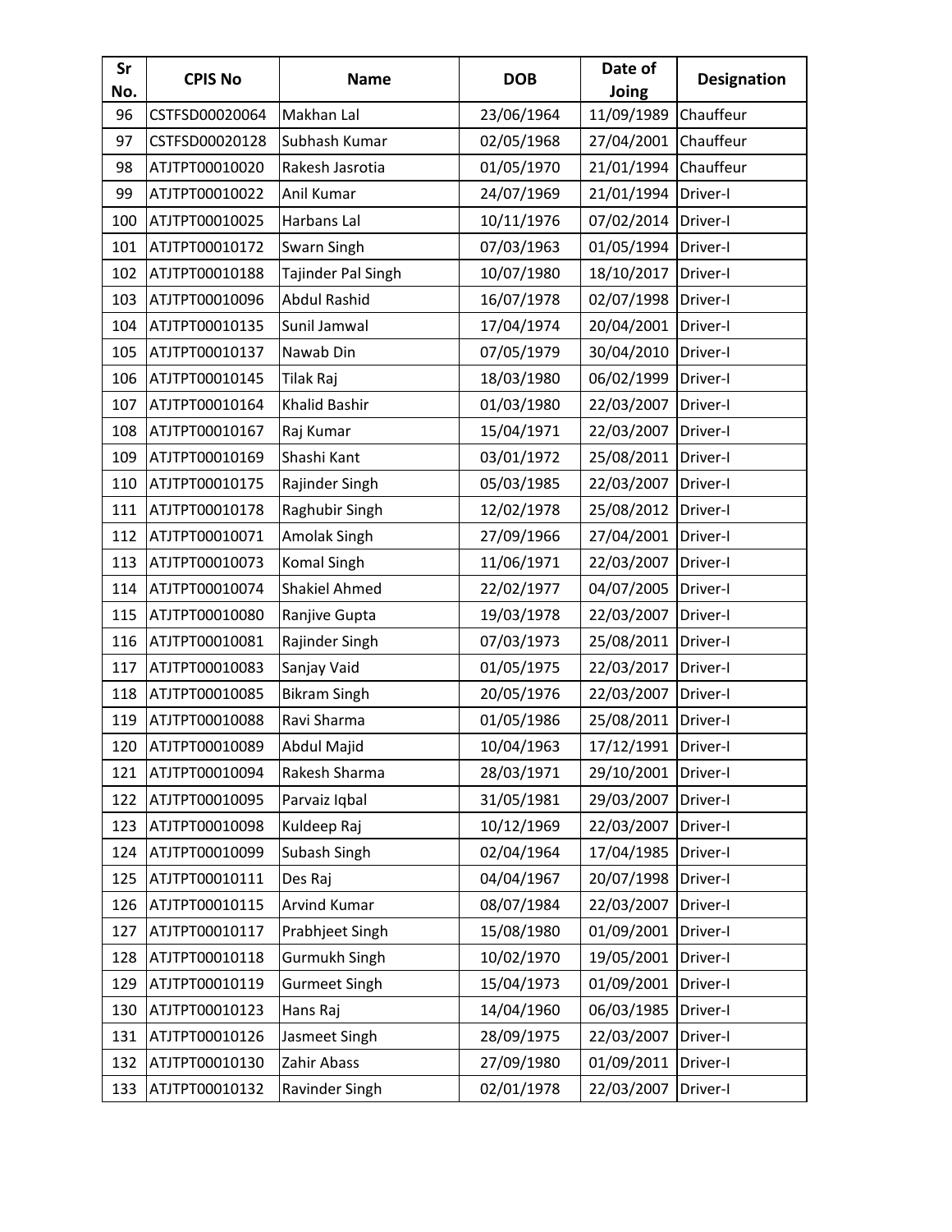| Sr No. | CPIS No | Name | DOB | Date of Joing | Designation |
|---|---|---|---|---|---|
| 96 | CSTFSD00020064 | Makhan Lal | 23/06/1964 | 11/09/1989 | Chauffeur |
| 97 | CSTFSD00020128 | Subhash Kumar | 02/05/1968 | 27/04/2001 | Chauffeur |
| 98 | ATJTPT00010020 | Rakesh Jasrotia | 01/05/1970 | 21/01/1994 | Chauffeur |
| 99 | ATJTPT00010022 | Anil Kumar | 24/07/1969 | 21/01/1994 | Driver-I |
| 100 | ATJTPT00010025 | Harbans Lal | 10/11/1976 | 07/02/2014 | Driver-I |
| 101 | ATJTPT00010172 | Swarn Singh | 07/03/1963 | 01/05/1994 | Driver-I |
| 102 | ATJTPT00010188 | Tajinder Pal Singh | 10/07/1980 | 18/10/2017 | Driver-I |
| 103 | ATJTPT00010096 | Abdul Rashid | 16/07/1978 | 02/07/1998 | Driver-I |
| 104 | ATJTPT00010135 | Sunil Jamwal | 17/04/1974 | 20/04/2001 | Driver-I |
| 105 | ATJTPT00010137 | Nawab Din | 07/05/1979 | 30/04/2010 | Driver-I |
| 106 | ATJTPT00010145 | Tilak Raj | 18/03/1980 | 06/02/1999 | Driver-I |
| 107 | ATJTPT00010164 | Khalid Bashir | 01/03/1980 | 22/03/2007 | Driver-I |
| 108 | ATJTPT00010167 | Raj Kumar | 15/04/1971 | 22/03/2007 | Driver-I |
| 109 | ATJTPT00010169 | Shashi Kant | 03/01/1972 | 25/08/2011 | Driver-I |
| 110 | ATJTPT00010175 | Rajinder Singh | 05/03/1985 | 22/03/2007 | Driver-I |
| 111 | ATJTPT00010178 | Raghubir Singh | 12/02/1978 | 25/08/2012 | Driver-I |
| 112 | ATJTPT00010071 | Amolak Singh | 27/09/1966 | 27/04/2001 | Driver-I |
| 113 | ATJTPT00010073 | Komal Singh | 11/06/1971 | 22/03/2007 | Driver-I |
| 114 | ATJTPT00010074 | Shakiel Ahmed | 22/02/1977 | 04/07/2005 | Driver-I |
| 115 | ATJTPT00010080 | Ranjive Gupta | 19/03/1978 | 22/03/2007 | Driver-I |
| 116 | ATJTPT00010081 | Rajinder Singh | 07/03/1973 | 25/08/2011 | Driver-I |
| 117 | ATJTPT00010083 | Sanjay Vaid | 01/05/1975 | 22/03/2017 | Driver-I |
| 118 | ATJTPT00010085 | Bikram Singh | 20/05/1976 | 22/03/2007 | Driver-I |
| 119 | ATJTPT00010088 | Ravi Sharma | 01/05/1986 | 25/08/2011 | Driver-I |
| 120 | ATJTPT00010089 | Abdul Majid | 10/04/1963 | 17/12/1991 | Driver-I |
| 121 | ATJTPT00010094 | Rakesh Sharma | 28/03/1971 | 29/10/2001 | Driver-I |
| 122 | ATJTPT00010095 | Parvaiz Iqbal | 31/05/1981 | 29/03/2007 | Driver-I |
| 123 | ATJTPT00010098 | Kuldeep Raj | 10/12/1969 | 22/03/2007 | Driver-I |
| 124 | ATJTPT00010099 | Subash Singh | 02/04/1964 | 17/04/1985 | Driver-I |
| 125 | ATJTPT00010111 | Des Raj | 04/04/1967 | 20/07/1998 | Driver-I |
| 126 | ATJTPT00010115 | Arvind Kumar | 08/07/1984 | 22/03/2007 | Driver-I |
| 127 | ATJTPT00010117 | Prabhjeet Singh | 15/08/1980 | 01/09/2001 | Driver-I |
| 128 | ATJTPT00010118 | Gurmukh Singh | 10/02/1970 | 19/05/2001 | Driver-I |
| 129 | ATJTPT00010119 | Gurmeet Singh | 15/04/1973 | 01/09/2001 | Driver-I |
| 130 | ATJTPT00010123 | Hans Raj | 14/04/1960 | 06/03/1985 | Driver-I |
| 131 | ATJTPT00010126 | Jasmeet Singh | 28/09/1975 | 22/03/2007 | Driver-I |
| 132 | ATJTPT00010130 | Zahir Abass | 27/09/1980 | 01/09/2011 | Driver-I |
| 133 | ATJTPT00010132 | Ravinder Singh | 02/01/1978 | 22/03/2007 | Driver-I |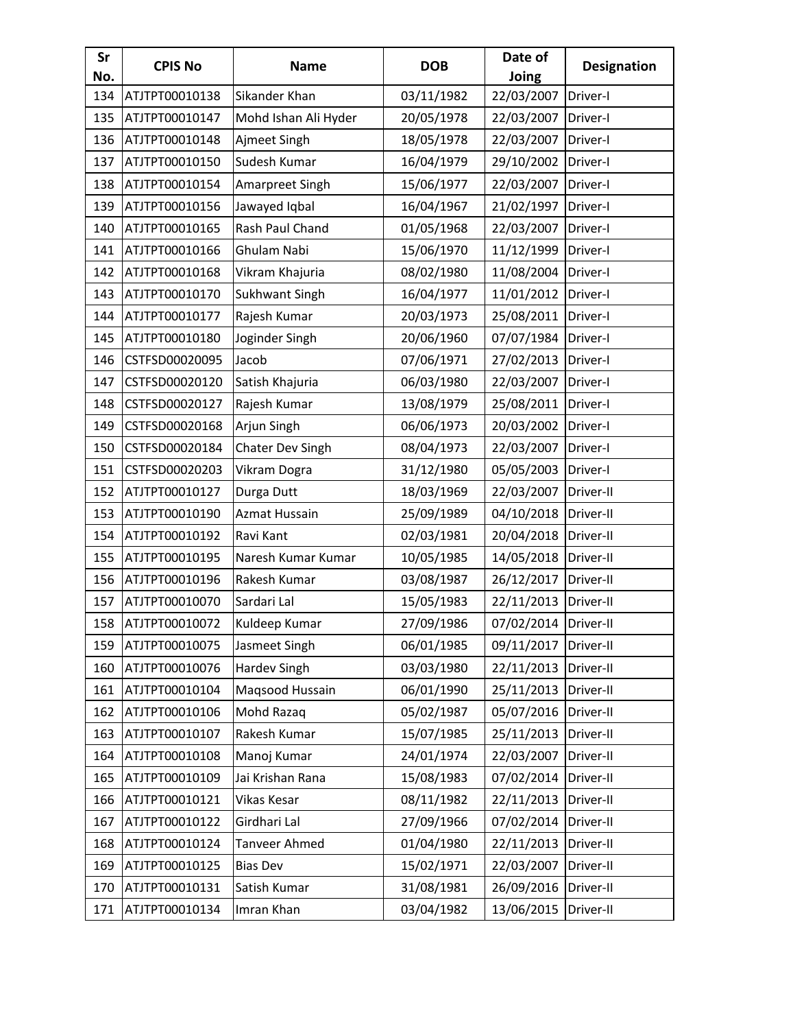| Sr No. | CPIS No | Name | DOB | Date of Joing | Designation |
|---|---|---|---|---|---|
| 134 | ATJTPT00010138 | Sikander Khan | 03/11/1982 | 22/03/2007 | Driver-I |
| 135 | ATJTPT00010147 | Mohd Ishan Ali Hyder | 20/05/1978 | 22/03/2007 | Driver-I |
| 136 | ATJTPT00010148 | Ajmeet Singh | 18/05/1978 | 22/03/2007 | Driver-I |
| 137 | ATJTPT00010150 | Sudesh Kumar | 16/04/1979 | 29/10/2002 | Driver-I |
| 138 | ATJTPT00010154 | Amarpreet Singh | 15/06/1977 | 22/03/2007 | Driver-I |
| 139 | ATJTPT00010156 | Jawayed Iqbal | 16/04/1967 | 21/02/1997 | Driver-I |
| 140 | ATJTPT00010165 | Rash Paul Chand | 01/05/1968 | 22/03/2007 | Driver-I |
| 141 | ATJTPT00010166 | Ghulam Nabi | 15/06/1970 | 11/12/1999 | Driver-I |
| 142 | ATJTPT00010168 | Vikram Khajuria | 08/02/1980 | 11/08/2004 | Driver-I |
| 143 | ATJTPT00010170 | Sukhwant Singh | 16/04/1977 | 11/01/2012 | Driver-I |
| 144 | ATJTPT00010177 | Rajesh Kumar | 20/03/1973 | 25/08/2011 | Driver-I |
| 145 | ATJTPT00010180 | Joginder Singh | 20/06/1960 | 07/07/1984 | Driver-I |
| 146 | CSTFSD00020095 | Jacob | 07/06/1971 | 27/02/2013 | Driver-I |
| 147 | CSTFSD00020120 | Satish Khajuria | 06/03/1980 | 22/03/2007 | Driver-I |
| 148 | CSTFSD00020127 | Rajesh Kumar | 13/08/1979 | 25/08/2011 | Driver-I |
| 149 | CSTFSD00020168 | Arjun Singh | 06/06/1973 | 20/03/2002 | Driver-I |
| 150 | CSTFSD00020184 | Chater Dev Singh | 08/04/1973 | 22/03/2007 | Driver-I |
| 151 | CSTFSD00020203 | Vikram Dogra | 31/12/1980 | 05/05/2003 | Driver-I |
| 152 | ATJTPT00010127 | Durga Dutt | 18/03/1969 | 22/03/2007 | Driver-II |
| 153 | ATJTPT00010190 | Azmat Hussain | 25/09/1989 | 04/10/2018 | Driver-II |
| 154 | ATJTPT00010192 | Ravi Kant | 02/03/1981 | 20/04/2018 | Driver-II |
| 155 | ATJTPT00010195 | Naresh Kumar Kumar | 10/05/1985 | 14/05/2018 | Driver-II |
| 156 | ATJTPT00010196 | Rakesh Kumar | 03/08/1987 | 26/12/2017 | Driver-II |
| 157 | ATJTPT00010070 | Sardari Lal | 15/05/1983 | 22/11/2013 | Driver-II |
| 158 | ATJTPT00010072 | Kuldeep Kumar | 27/09/1986 | 07/02/2014 | Driver-II |
| 159 | ATJTPT00010075 | Jasmeet Singh | 06/01/1985 | 09/11/2017 | Driver-II |
| 160 | ATJTPT00010076 | Hardev Singh | 03/03/1980 | 22/11/2013 | Driver-II |
| 161 | ATJTPT00010104 | Maqsood Hussain | 06/01/1990 | 25/11/2013 | Driver-II |
| 162 | ATJTPT00010106 | Mohd Razaq | 05/02/1987 | 05/07/2016 | Driver-II |
| 163 | ATJTPT00010107 | Rakesh Kumar | 15/07/1985 | 25/11/2013 | Driver-II |
| 164 | ATJTPT00010108 | Manoj Kumar | 24/01/1974 | 22/03/2007 | Driver-II |
| 165 | ATJTPT00010109 | Jai Krishan Rana | 15/08/1983 | 07/02/2014 | Driver-II |
| 166 | ATJTPT00010121 | Vikas Kesar | 08/11/1982 | 22/11/2013 | Driver-II |
| 167 | ATJTPT00010122 | Girdhari Lal | 27/09/1966 | 07/02/2014 | Driver-II |
| 168 | ATJTPT00010124 | Tanveer Ahmed | 01/04/1980 | 22/11/2013 | Driver-II |
| 169 | ATJTPT00010125 | Bias Dev | 15/02/1971 | 22/03/2007 | Driver-II |
| 170 | ATJTPT00010131 | Satish Kumar | 31/08/1981 | 26/09/2016 | Driver-II |
| 171 | ATJTPT00010134 | Imran Khan | 03/04/1982 | 13/06/2015 | Driver-II |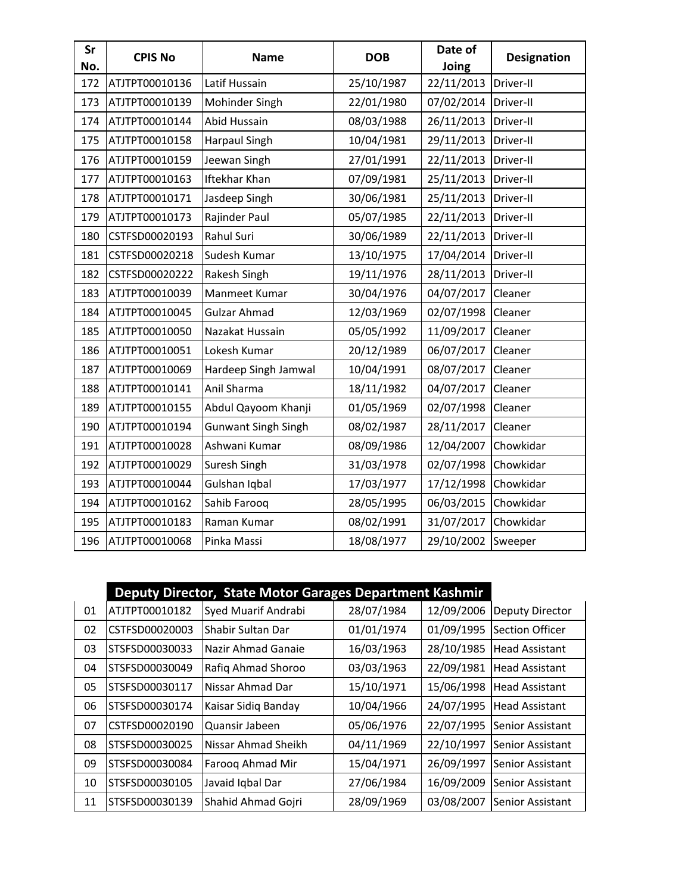| Sr No. | CPIS No | Name | DOB | Date of Joing | Designation |
|---|---|---|---|---|---|
| 172 | ATJTPT00010136 | Latif Hussain | 25/10/1987 | 22/11/2013 | Driver-II |
| 173 | ATJTPT00010139 | Mohinder Singh | 22/01/1980 | 07/02/2014 | Driver-II |
| 174 | ATJTPT00010144 | Abid Hussain | 08/03/1988 | 26/11/2013 | Driver-II |
| 175 | ATJTPT00010158 | Harpaul Singh | 10/04/1981 | 29/11/2013 | Driver-II |
| 176 | ATJTPT00010159 | Jeewan Singh | 27/01/1991 | 22/11/2013 | Driver-II |
| 177 | ATJTPT00010163 | Iftekhar Khan | 07/09/1981 | 25/11/2013 | Driver-II |
| 178 | ATJTPT00010171 | Jasdeep Singh | 30/06/1981 | 25/11/2013 | Driver-II |
| 179 | ATJTPT00010173 | Rajinder Paul | 05/07/1985 | 22/11/2013 | Driver-II |
| 180 | CSTFSD00020193 | Rahul Suri | 30/06/1989 | 22/11/2013 | Driver-II |
| 181 | CSTFSD00020218 | Sudesh Kumar | 13/10/1975 | 17/04/2014 | Driver-II |
| 182 | CSTFSD00020222 | Rakesh Singh | 19/11/1976 | 28/11/2013 | Driver-II |
| 183 | ATJTPT00010039 | Manmeet Kumar | 30/04/1976 | 04/07/2017 | Cleaner |
| 184 | ATJTPT00010045 | Gulzar Ahmad | 12/03/1969 | 02/07/1998 | Cleaner |
| 185 | ATJTPT00010050 | Nazakat Hussain | 05/05/1992 | 11/09/2017 | Cleaner |
| 186 | ATJTPT00010051 | Lokesh Kumar | 20/12/1989 | 06/07/2017 | Cleaner |
| 187 | ATJTPT00010069 | Hardeep Singh Jamwal | 10/04/1991 | 08/07/2017 | Cleaner |
| 188 | ATJTPT00010141 | Anil Sharma | 18/11/1982 | 04/07/2017 | Cleaner |
| 189 | ATJTPT00010155 | Abdul Qayoom Khanji | 01/05/1969 | 02/07/1998 | Cleaner |
| 190 | ATJTPT00010194 | Gunwant Singh Singh | 08/02/1987 | 28/11/2017 | Cleaner |
| 191 | ATJTPT00010028 | Ashwani Kumar | 08/09/1986 | 12/04/2007 | Chowkidar |
| 192 | ATJTPT00010029 | Suresh Singh | 31/03/1978 | 02/07/1998 | Chowkidar |
| 193 | ATJTPT00010044 | Gulshan Iqbal | 17/03/1977 | 17/12/1998 | Chowkidar |
| 194 | ATJTPT00010162 | Sahib Farooq | 28/05/1995 | 06/03/2015 | Chowkidar |
| 195 | ATJTPT00010183 | Raman Kumar | 08/02/1991 | 31/07/2017 | Chowkidar |
| 196 | ATJTPT00010068 | Pinka Massi | 18/08/1977 | 29/10/2002 | Sweeper |

## Deputy Director, State Motor Garages Department Kashmir

| Sr No. | CPIS No | Name | DOB | Date of Joing | Designation |
|---|---|---|---|---|---|
| 01 | ATJTPT00010182 | Syed Muarif Andrabi | 28/07/1984 | 12/09/2006 | Deputy Director |
| 02 | CSTFSD00020003 | Shabir Sultan Dar | 01/01/1974 | 01/09/1995 | Section Officer |
| 03 | STSFSD00030033 | Nazir Ahmad Ganaie | 16/03/1963 | 28/10/1985 | Head Assistant |
| 04 | STSFSD00030049 | Rafiq Ahmad Shoroo | 03/03/1963 | 22/09/1981 | Head Assistant |
| 05 | STSFSD00030117 | Nissar Ahmad Dar | 15/10/1971 | 15/06/1998 | Head Assistant |
| 06 | STSFSD00030174 | Kaisar Sidiq Banday | 10/04/1966 | 24/07/1995 | Head Assistant |
| 07 | CSTFSD00020190 | Quansir Jabeen | 05/06/1976 | 22/07/1995 | Senior Assistant |
| 08 | STSFSD00030025 | Nissar Ahmad Sheikh | 04/11/1969 | 22/10/1997 | Senior Assistant |
| 09 | STSFSD00030084 | Farooq Ahmad Mir | 15/04/1971 | 26/09/1997 | Senior Assistant |
| 10 | STSFSD00030105 | Javaid Iqbal Dar | 27/06/1984 | 16/09/2009 | Senior Assistant |
| 11 | STSFSD00030139 | Shahid Ahmad Gojri | 28/09/1969 | 03/08/2007 | Senior Assistant |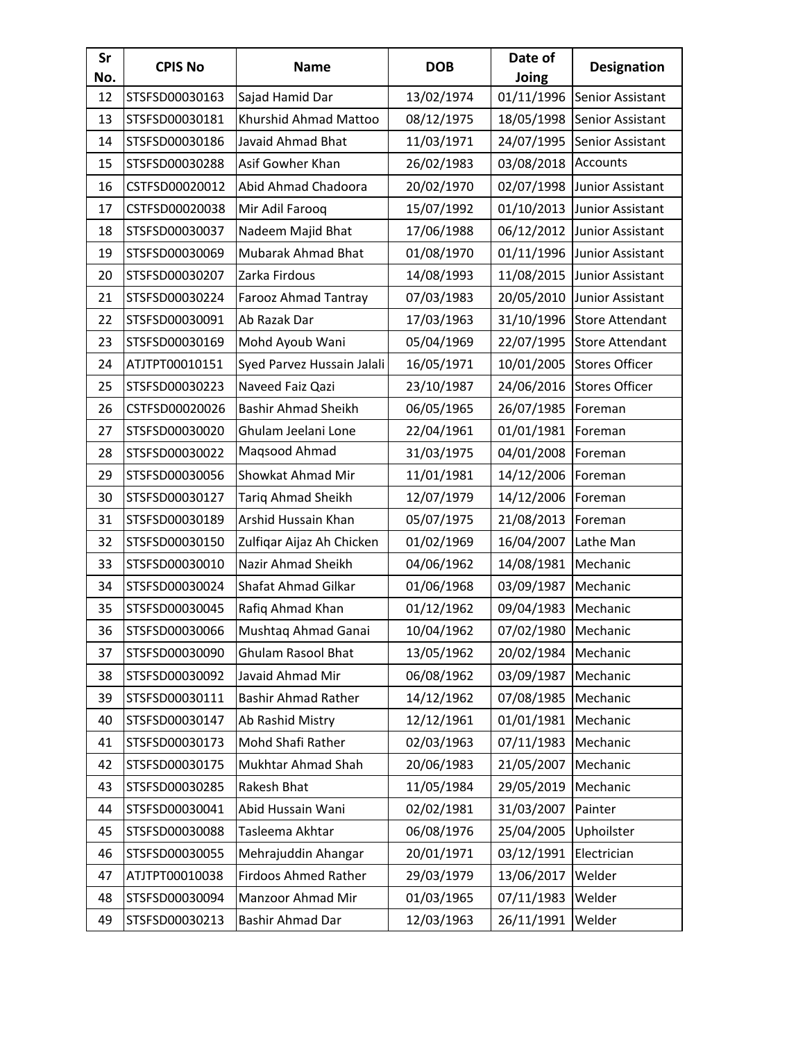| Sr No. | CPIS No | Name | DOB | Date of Joing | Designation |
|---|---|---|---|---|---|
| 12 | STSFSD00030163 | Sajad Hamid Dar | 13/02/1974 | 01/11/1996 | Senior Assistant |
| 13 | STSFSD00030181 | Khurshid Ahmad Mattoo | 08/12/1975 | 18/05/1998 | Senior Assistant |
| 14 | STSFSD00030186 | Javaid Ahmad Bhat | 11/03/1971 | 24/07/1995 | Senior Assistant |
| 15 | STSFSD00030288 | Asif Gowher Khan | 26/02/1983 | 03/08/2018 | Accounts |
| 16 | CSTFSD00020012 | Abid Ahmad Chadoora | 20/02/1970 | 02/07/1998 | Junior Assistant |
| 17 | CSTFSD00020038 | Mir Adil Farooq | 15/07/1992 | 01/10/2013 | Junior Assistant |
| 18 | STSFSD00030037 | Nadeem Majid Bhat | 17/06/1988 | 06/12/2012 | Junior Assistant |
| 19 | STSFSD00030069 | Mubarak Ahmad Bhat | 01/08/1970 | 01/11/1996 | Junior Assistant |
| 20 | STSFSD00030207 | Zarka Firdous | 14/08/1993 | 11/08/2015 | Junior Assistant |
| 21 | STSFSD00030224 | Farooz Ahmad Tantray | 07/03/1983 | 20/05/2010 | Junior Assistant |
| 22 | STSFSD00030091 | Ab Razak Dar | 17/03/1963 | 31/10/1996 | Store Attendant |
| 23 | STSFSD00030169 | Mohd Ayoub Wani | 05/04/1969 | 22/07/1995 | Store Attendant |
| 24 | ATJTPT00010151 | Syed Parvez Hussain Jalali | 16/05/1971 | 10/01/2005 | Stores Officer |
| 25 | STSFSD00030223 | Naveed Faiz Qazi | 23/10/1987 | 24/06/2016 | Stores Officer |
| 26 | CSTFSD00020026 | Bashir Ahmad Sheikh | 06/05/1965 | 26/07/1985 | Foreman |
| 27 | STSFSD00030020 | Ghulam Jeelani Lone | 22/04/1961 | 01/01/1981 | Foreman |
| 28 | STSFSD00030022 | Maqsood Ahmad | 31/03/1975 | 04/01/2008 | Foreman |
| 29 | STSFSD00030056 | Showkat Ahmad Mir | 11/01/1981 | 14/12/2006 | Foreman |
| 30 | STSFSD00030127 | Tariq Ahmad Sheikh | 12/07/1979 | 14/12/2006 | Foreman |
| 31 | STSFSD00030189 | Arshid Hussain Khan | 05/07/1975 | 21/08/2013 | Foreman |
| 32 | STSFSD00030150 | Zulfiqar Aijaz Ah Chicken | 01/02/1969 | 16/04/2007 | Lathe Man |
| 33 | STSFSD00030010 | Nazir Ahmad Sheikh | 04/06/1962 | 14/08/1981 | Mechanic |
| 34 | STSFSD00030024 | Shafat Ahmad Gilkar | 01/06/1968 | 03/09/1987 | Mechanic |
| 35 | STSFSD00030045 | Rafiq Ahmad Khan | 01/12/1962 | 09/04/1983 | Mechanic |
| 36 | STSFSD00030066 | Mushtaq Ahmad Ganai | 10/04/1962 | 07/02/1980 | Mechanic |
| 37 | STSFSD00030090 | Ghulam Rasool Bhat | 13/05/1962 | 20/02/1984 | Mechanic |
| 38 | STSFSD00030092 | Javaid Ahmad Mir | 06/08/1962 | 03/09/1987 | Mechanic |
| 39 | STSFSD00030111 | Bashir Ahmad Rather | 14/12/1962 | 07/08/1985 | Mechanic |
| 40 | STSFSD00030147 | Ab Rashid Mistry | 12/12/1961 | 01/01/1981 | Mechanic |
| 41 | STSFSD00030173 | Mohd Shafi Rather | 02/03/1963 | 07/11/1983 | Mechanic |
| 42 | STSFSD00030175 | Mukhtar Ahmad Shah | 20/06/1983 | 21/05/2007 | Mechanic |
| 43 | STSFSD00030285 | Rakesh Bhat | 11/05/1984 | 29/05/2019 | Mechanic |
| 44 | STSFSD00030041 | Abid Hussain Wani | 02/02/1981 | 31/03/2007 | Painter |
| 45 | STSFSD00030088 | Tasleema Akhtar | 06/08/1976 | 25/04/2005 | Uphoilster |
| 46 | STSFSD00030055 | Mehrajuddin Ahangar | 20/01/1971 | 03/12/1991 | Electrician |
| 47 | ATJTPT00010038 | Firdoos Ahmed Rather | 29/03/1979 | 13/06/2017 | Welder |
| 48 | STSFSD00030094 | Manzoor Ahmad Mir | 01/03/1965 | 07/11/1983 | Welder |
| 49 | STSFSD00030213 | Bashir Ahmad Dar | 12/03/1963 | 26/11/1991 | Welder |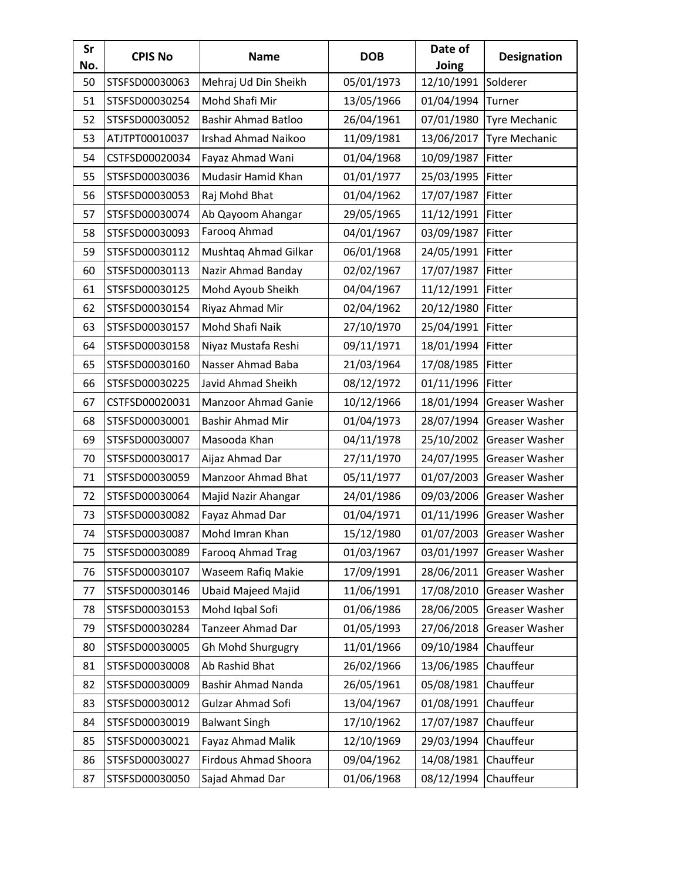| Sr No. | CPIS No | Name | DOB | Date of Joing | Designation |
|---|---|---|---|---|---|
| 50 | STSFSD00030063 | Mehraj Ud Din Sheikh | 05/01/1973 | 12/10/1991 | Solderer |
| 51 | STSFSD00030254 | Mohd Shafi Mir | 13/05/1966 | 01/04/1994 | Turner |
| 52 | STSFSD00030052 | Bashir Ahmad Batloo | 26/04/1961 | 07/01/1980 | Tyre Mechanic |
| 53 | ATJTPT00010037 | Irshad Ahmad Naikoo | 11/09/1981 | 13/06/2017 | Tyre Mechanic |
| 54 | CSTFSD00020034 | Fayaz Ahmad Wani | 01/04/1968 | 10/09/1987 | Fitter |
| 55 | STSFSD00030036 | Mudasir Hamid Khan | 01/01/1977 | 25/03/1995 | Fitter |
| 56 | STSFSD00030053 | Raj Mohd Bhat | 01/04/1962 | 17/07/1987 | Fitter |
| 57 | STSFSD00030074 | Ab Qayoom Ahangar | 29/05/1965 | 11/12/1991 | Fitter |
| 58 | STSFSD00030093 | Farooq Ahmad | 04/01/1967 | 03/09/1987 | Fitter |
| 59 | STSFSD00030112 | Mushtaq Ahmad Gilkar | 06/01/1968 | 24/05/1991 | Fitter |
| 60 | STSFSD00030113 | Nazir Ahmad Banday | 02/02/1967 | 17/07/1987 | Fitter |
| 61 | STSFSD00030125 | Mohd Ayoub Sheikh | 04/04/1967 | 11/12/1991 | Fitter |
| 62 | STSFSD00030154 | Riyaz Ahmad Mir | 02/04/1962 | 20/12/1980 | Fitter |
| 63 | STSFSD00030157 | Mohd Shafi Naik | 27/10/1970 | 25/04/1991 | Fitter |
| 64 | STSFSD00030158 | Niyaz Mustafa Reshi | 09/11/1971 | 18/01/1994 | Fitter |
| 65 | STSFSD00030160 | Nasser Ahmad Baba | 21/03/1964 | 17/08/1985 | Fitter |
| 66 | STSFSD00030225 | Javid Ahmad Sheikh | 08/12/1972 | 01/11/1996 | Fitter |
| 67 | CSTFSD00020031 | Manzoor Ahmad Ganie | 10/12/1966 | 18/01/1994 | Greaser Washer |
| 68 | STSFSD00030001 | Bashir Ahmad Mir | 01/04/1973 | 28/07/1994 | Greaser Washer |
| 69 | STSFSD00030007 | Masooda Khan | 04/11/1978 | 25/10/2002 | Greaser Washer |
| 70 | STSFSD00030017 | Aijaz Ahmad Dar | 27/11/1970 | 24/07/1995 | Greaser Washer |
| 71 | STSFSD00030059 | Manzoor Ahmad Bhat | 05/11/1977 | 01/07/2003 | Greaser Washer |
| 72 | STSFSD00030064 | Majid Nazir Ahangar | 24/01/1986 | 09/03/2006 | Greaser Washer |
| 73 | STSFSD00030082 | Fayaz Ahmad Dar | 01/04/1971 | 01/11/1996 | Greaser Washer |
| 74 | STSFSD00030087 | Mohd Imran Khan | 15/12/1980 | 01/07/2003 | Greaser Washer |
| 75 | STSFSD00030089 | Farooq Ahmad Trag | 01/03/1967 | 03/01/1997 | Greaser Washer |
| 76 | STSFSD00030107 | Waseem Rafiq Makie | 17/09/1991 | 28/06/2011 | Greaser Washer |
| 77 | STSFSD00030146 | Ubaid Majeed Majid | 11/06/1991 | 17/08/2010 | Greaser Washer |
| 78 | STSFSD00030153 | Mohd Iqbal Sofi | 01/06/1986 | 28/06/2005 | Greaser Washer |
| 79 | STSFSD00030284 | Tanzeer Ahmad Dar | 01/05/1993 | 27/06/2018 | Greaser Washer |
| 80 | STSFSD00030005 | Gh Mohd Shurgugry | 11/01/1966 | 09/10/1984 | Chauffeur |
| 81 | STSFSD00030008 | Ab Rashid Bhat | 26/02/1966 | 13/06/1985 | Chauffeur |
| 82 | STSFSD00030009 | Bashir Ahmad Nanda | 26/05/1961 | 05/08/1981 | Chauffeur |
| 83 | STSFSD00030012 | Gulzar Ahmad Sofi | 13/04/1967 | 01/08/1991 | Chauffeur |
| 84 | STSFSD00030019 | Balwant Singh | 17/10/1962 | 17/07/1987 | Chauffeur |
| 85 | STSFSD00030021 | Fayaz Ahmad Malik | 12/10/1969 | 29/03/1994 | Chauffeur |
| 86 | STSFSD00030027 | Firdous Ahmad Shoora | 09/04/1962 | 14/08/1981 | Chauffeur |
| 87 | STSFSD00030050 | Sajad Ahmad Dar | 01/06/1968 | 08/12/1994 | Chauffeur |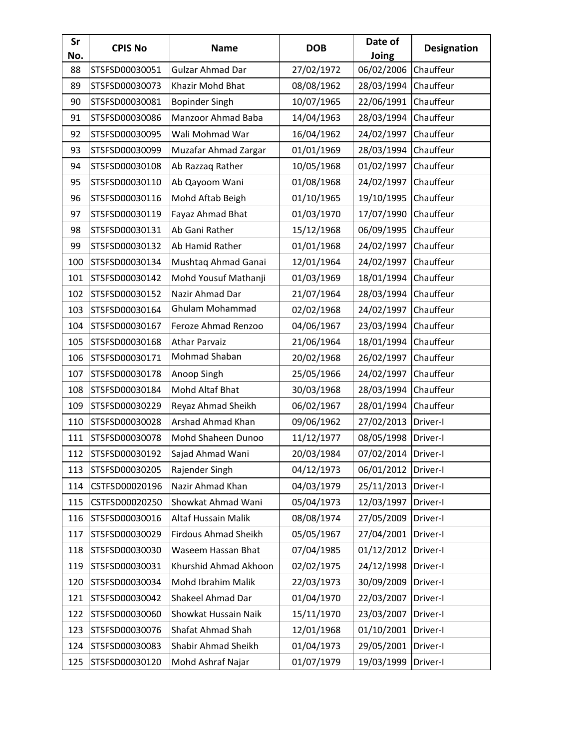| Sr No. | CPIS No | Name | DOB | Date of Joing | Designation |
| --- | --- | --- | --- | --- | --- |
| 88 | STSFSD00030051 | Gulzar Ahmad Dar | 27/02/1972 | 06/02/2006 | Chauffeur |
| 89 | STSFSD00030073 | Khazir Mohd Bhat | 08/08/1962 | 28/03/1994 | Chauffeur |
| 90 | STSFSD00030081 | Bopinder Singh | 10/07/1965 | 22/06/1991 | Chauffeur |
| 91 | STSFSD00030086 | Manzoor Ahmad Baba | 14/04/1963 | 28/03/1994 | Chauffeur |
| 92 | STSFSD00030095 | Wali Mohmad War | 16/04/1962 | 24/02/1997 | Chauffeur |
| 93 | STSFSD00030099 | Muzafar Ahmad Zargar | 01/01/1969 | 28/03/1994 | Chauffeur |
| 94 | STSFSD00030108 | Ab Razzaq Rather | 10/05/1968 | 01/02/1997 | Chauffeur |
| 95 | STSFSD00030110 | Ab Qayoom Wani | 01/08/1968 | 24/02/1997 | Chauffeur |
| 96 | STSFSD00030116 | Mohd Aftab Beigh | 01/10/1965 | 19/10/1995 | Chauffeur |
| 97 | STSFSD00030119 | Fayaz Ahmad Bhat | 01/03/1970 | 17/07/1990 | Chauffeur |
| 98 | STSFSD00030131 | Ab Gani Rather | 15/12/1968 | 06/09/1995 | Chauffeur |
| 99 | STSFSD00030132 | Ab Hamid Rather | 01/01/1968 | 24/02/1997 | Chauffeur |
| 100 | STSFSD00030134 | Mushtaq Ahmad Ganai | 12/01/1964 | 24/02/1997 | Chauffeur |
| 101 | STSFSD00030142 | Mohd Yousuf Mathanji | 01/03/1969 | 18/01/1994 | Chauffeur |
| 102 | STSFSD00030152 | Nazir Ahmad Dar | 21/07/1964 | 28/03/1994 | Chauffeur |
| 103 | STSFSD00030164 | Ghulam Mohammad | 02/02/1968 | 24/02/1997 | Chauffeur |
| 104 | STSFSD00030167 | Feroze Ahmad Renzoo | 04/06/1967 | 23/03/1994 | Chauffeur |
| 105 | STSFSD00030168 | Athar Parvaiz | 21/06/1964 | 18/01/1994 | Chauffeur |
| 106 | STSFSD00030171 | Mohmad Shaban | 20/02/1968 | 26/02/1997 | Chauffeur |
| 107 | STSFSD00030178 | Anoop Singh | 25/05/1966 | 24/02/1997 | Chauffeur |
| 108 | STSFSD00030184 | Mohd Altaf Bhat | 30/03/1968 | 28/03/1994 | Chauffeur |
| 109 | STSFSD00030229 | Reyaz Ahmad Sheikh | 06/02/1967 | 28/01/1994 | Chauffeur |
| 110 | STSFSD00030028 | Arshad Ahmad Khan | 09/06/1962 | 27/02/2013 | Driver-I |
| 111 | STSFSD00030078 | Mohd Shaheen Dunoo | 11/12/1977 | 08/05/1998 | Driver-I |
| 112 | STSFSD00030192 | Sajad Ahmad Wani | 20/03/1984 | 07/02/2014 | Driver-I |
| 113 | STSFSD00030205 | Rajender Singh | 04/12/1973 | 06/01/2012 | Driver-I |
| 114 | CSTFSD00020196 | Nazir Ahmad Khan | 04/03/1979 | 25/11/2013 | Driver-I |
| 115 | CSTFSD00020250 | Showkat Ahmad Wani | 05/04/1973 | 12/03/1997 | Driver-I |
| 116 | STSFSD00030016 | Altaf Hussain Malik | 08/08/1974 | 27/05/2009 | Driver-I |
| 117 | STSFSD00030029 | Firdous Ahmad Sheikh | 05/05/1967 | 27/04/2001 | Driver-I |
| 118 | STSFSD00030030 | Waseem Hassan Bhat | 07/04/1985 | 01/12/2012 | Driver-I |
| 119 | STSFSD00030031 | Khurshid Ahmad Akhoon | 02/02/1975 | 24/12/1998 | Driver-I |
| 120 | STSFSD00030034 | Mohd Ibrahim Malik | 22/03/1973 | 30/09/2009 | Driver-I |
| 121 | STSFSD00030042 | Shakeel Ahmad Dar | 01/04/1970 | 22/03/2007 | Driver-I |
| 122 | STSFSD00030060 | Showkat Hussain Naik | 15/11/1970 | 23/03/2007 | Driver-I |
| 123 | STSFSD00030076 | Shafat Ahmad Shah | 12/01/1968 | 01/10/2001 | Driver-I |
| 124 | STSFSD00030083 | Shabir Ahmad Sheikh | 01/04/1973 | 29/05/2001 | Driver-I |
| 125 | STSFSD00030120 | Mohd Ashraf Najar | 01/07/1979 | 19/03/1999 | Driver-I |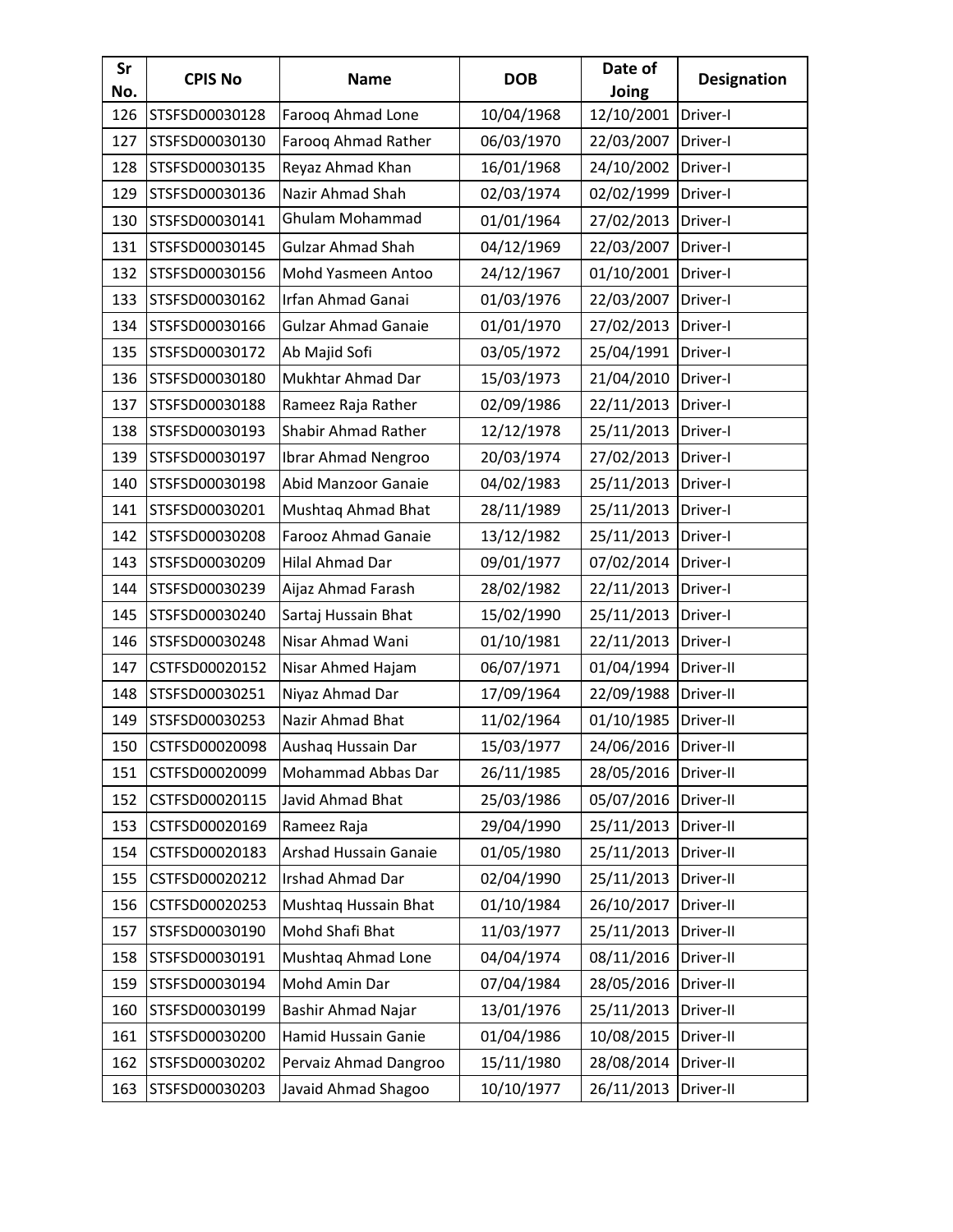| Sr No. | CPIS No | Name | DOB | Date of Joing | Designation |
|---|---|---|---|---|---|
| 126 | STSFSD00030128 | Farooq Ahmad Lone | 10/04/1968 | 12/10/2001 | Driver-I |
| 127 | STSFSD00030130 | Farooq Ahmad Rather | 06/03/1970 | 22/03/2007 | Driver-I |
| 128 | STSFSD00030135 | Reyaz Ahmad Khan | 16/01/1968 | 24/10/2002 | Driver-I |
| 129 | STSFSD00030136 | Nazir Ahmad Shah | 02/03/1974 | 02/02/1999 | Driver-I |
| 130 | STSFSD00030141 | Ghulam Mohammad | 01/01/1964 | 27/02/2013 | Driver-I |
| 131 | STSFSD00030145 | Gulzar Ahmad Shah | 04/12/1969 | 22/03/2007 | Driver-I |
| 132 | STSFSD00030156 | Mohd Yasmeen Antoo | 24/12/1967 | 01/10/2001 | Driver-I |
| 133 | STSFSD00030162 | Irfan Ahmad Ganai | 01/03/1976 | 22/03/2007 | Driver-I |
| 134 | STSFSD00030166 | Gulzar Ahmad Ganaie | 01/01/1970 | 27/02/2013 | Driver-I |
| 135 | STSFSD00030172 | Ab Majid Sofi | 03/05/1972 | 25/04/1991 | Driver-I |
| 136 | STSFSD00030180 | Mukhtar Ahmad Dar | 15/03/1973 | 21/04/2010 | Driver-I |
| 137 | STSFSD00030188 | Rameez Raja Rather | 02/09/1986 | 22/11/2013 | Driver-I |
| 138 | STSFSD00030193 | Shabir Ahmad Rather | 12/12/1978 | 25/11/2013 | Driver-I |
| 139 | STSFSD00030197 | Ibrar Ahmad Nengroo | 20/03/1974 | 27/02/2013 | Driver-I |
| 140 | STSFSD00030198 | Abid Manzoor Ganaie | 04/02/1983 | 25/11/2013 | Driver-I |
| 141 | STSFSD00030201 | Mushtaq Ahmad Bhat | 28/11/1989 | 25/11/2013 | Driver-I |
| 142 | STSFSD00030208 | Farooz Ahmad Ganaie | 13/12/1982 | 25/11/2013 | Driver-I |
| 143 | STSFSD00030209 | Hilal Ahmad Dar | 09/01/1977 | 07/02/2014 | Driver-I |
| 144 | STSFSD00030239 | Aijaz Ahmad Farash | 28/02/1982 | 22/11/2013 | Driver-I |
| 145 | STSFSD00030240 | Sartaj Hussain Bhat | 15/02/1990 | 25/11/2013 | Driver-I |
| 146 | STSFSD00030248 | Nisar Ahmad Wani | 01/10/1981 | 22/11/2013 | Driver-I |
| 147 | CSTFSD00020152 | Nisar Ahmed Hajam | 06/07/1971 | 01/04/1994 | Driver-II |
| 148 | STSFSD00030251 | Niyaz Ahmad Dar | 17/09/1964 | 22/09/1988 | Driver-II |
| 149 | STSFSD00030253 | Nazir Ahmad Bhat | 11/02/1964 | 01/10/1985 | Driver-II |
| 150 | CSTFSD00020098 | Aushaq Hussain Dar | 15/03/1977 | 24/06/2016 | Driver-II |
| 151 | CSTFSD00020099 | Mohammad Abbas Dar | 26/11/1985 | 28/05/2016 | Driver-II |
| 152 | CSTFSD00020115 | Javid Ahmad Bhat | 25/03/1986 | 05/07/2016 | Driver-II |
| 153 | CSTFSD00020169 | Rameez Raja | 29/04/1990 | 25/11/2013 | Driver-II |
| 154 | CSTFSD00020183 | Arshad Hussain Ganaie | 01/05/1980 | 25/11/2013 | Driver-II |
| 155 | CSTFSD00020212 | Irshad Ahmad Dar | 02/04/1990 | 25/11/2013 | Driver-II |
| 156 | CSTFSD00020253 | Mushtaq Hussain Bhat | 01/10/1984 | 26/10/2017 | Driver-II |
| 157 | STSFSD00030190 | Mohd Shafi Bhat | 11/03/1977 | 25/11/2013 | Driver-II |
| 158 | STSFSD00030191 | Mushtaq Ahmad Lone | 04/04/1974 | 08/11/2016 | Driver-II |
| 159 | STSFSD00030194 | Mohd Amin Dar | 07/04/1984 | 28/05/2016 | Driver-II |
| 160 | STSFSD00030199 | Bashir Ahmad Najar | 13/01/1976 | 25/11/2013 | Driver-II |
| 161 | STSFSD00030200 | Hamid Hussain Ganie | 01/04/1986 | 10/08/2015 | Driver-II |
| 162 | STSFSD00030202 | Pervaiz Ahmad Dangroo | 15/11/1980 | 28/08/2014 | Driver-II |
| 163 | STSFSD00030203 | Javaid Ahmad Shagoo | 10/10/1977 | 26/11/2013 | Driver-II |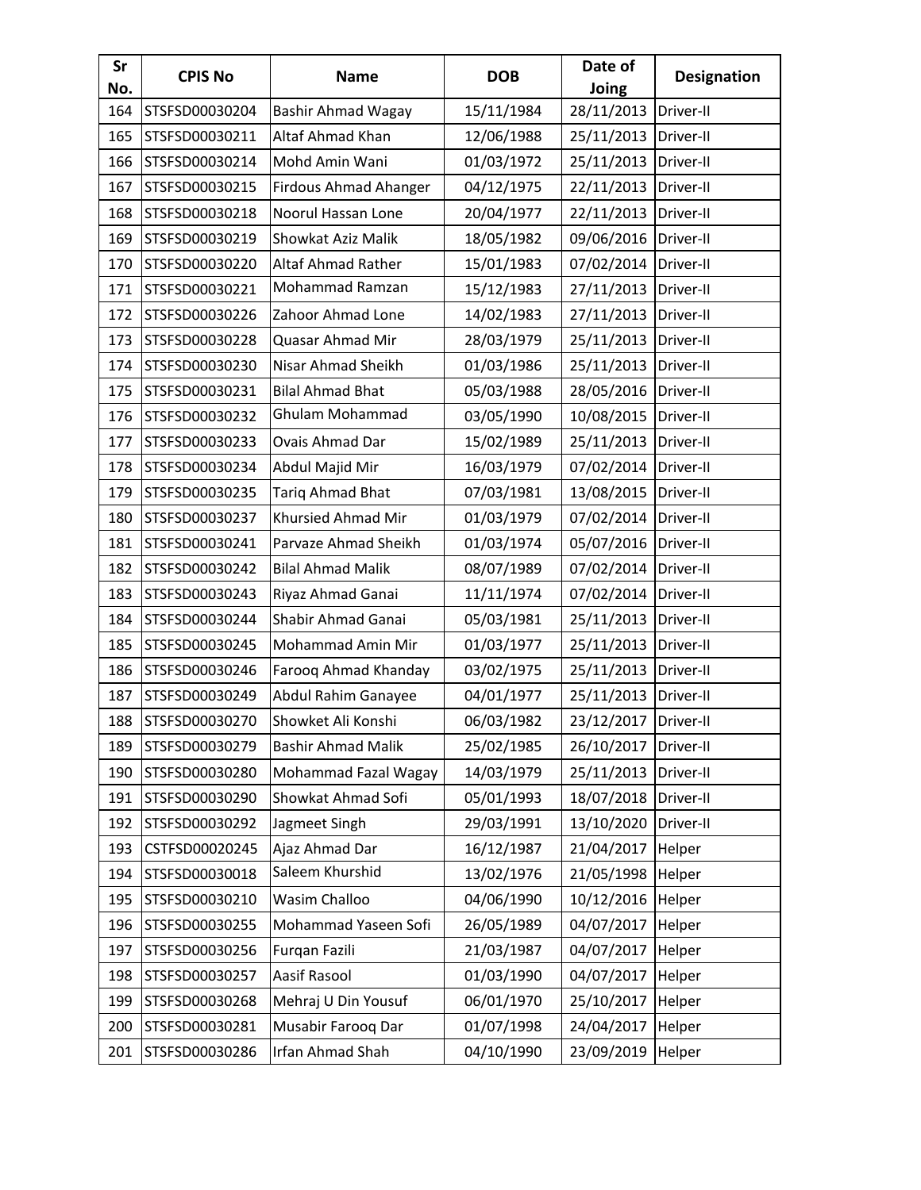| Sr No. | CPIS No | Name | DOB | Date of Joing | Designation |
|---|---|---|---|---|---|
| 164 | STSFSD00030204 | Bashir Ahmad Wagay | 15/11/1984 | 28/11/2013 | Driver-II |
| 165 | STSFSD00030211 | Altaf Ahmad Khan | 12/06/1988 | 25/11/2013 | Driver-II |
| 166 | STSFSD00030214 | Mohd Amin Wani | 01/03/1972 | 25/11/2013 | Driver-II |
| 167 | STSFSD00030215 | Firdous Ahmad Ahanger | 04/12/1975 | 22/11/2013 | Driver-II |
| 168 | STSFSD00030218 | Noorul Hassan Lone | 20/04/1977 | 22/11/2013 | Driver-II |
| 169 | STSFSD00030219 | Showkat Aziz Malik | 18/05/1982 | 09/06/2016 | Driver-II |
| 170 | STSFSD00030220 | Altaf Ahmad Rather | 15/01/1983 | 07/02/2014 | Driver-II |
| 171 | STSFSD00030221 | Mohammad Ramzan | 15/12/1983 | 27/11/2013 | Driver-II |
| 172 | STSFSD00030226 | Zahoor Ahmad Lone | 14/02/1983 | 27/11/2013 | Driver-II |
| 173 | STSFSD00030228 | Quasar Ahmad Mir | 28/03/1979 | 25/11/2013 | Driver-II |
| 174 | STSFSD00030230 | Nisar Ahmad Sheikh | 01/03/1986 | 25/11/2013 | Driver-II |
| 175 | STSFSD00030231 | Bilal Ahmad Bhat | 05/03/1988 | 28/05/2016 | Driver-II |
| 176 | STSFSD00030232 | Ghulam Mohammad | 03/05/1990 | 10/08/2015 | Driver-II |
| 177 | STSFSD00030233 | Ovais Ahmad Dar | 15/02/1989 | 25/11/2013 | Driver-II |
| 178 | STSFSD00030234 | Abdul Majid Mir | 16/03/1979 | 07/02/2014 | Driver-II |
| 179 | STSFSD00030235 | Tariq Ahmad Bhat | 07/03/1981 | 13/08/2015 | Driver-II |
| 180 | STSFSD00030237 | Khursied Ahmad Mir | 01/03/1979 | 07/02/2014 | Driver-II |
| 181 | STSFSD00030241 | Parvaze Ahmad Sheikh | 01/03/1974 | 05/07/2016 | Driver-II |
| 182 | STSFSD00030242 | Bilal Ahmad Malik | 08/07/1989 | 07/02/2014 | Driver-II |
| 183 | STSFSD00030243 | Riyaz Ahmad Ganai | 11/11/1974 | 07/02/2014 | Driver-II |
| 184 | STSFSD00030244 | Shabir Ahmad Ganai | 05/03/1981 | 25/11/2013 | Driver-II |
| 185 | STSFSD00030245 | Mohammad Amin Mir | 01/03/1977 | 25/11/2013 | Driver-II |
| 186 | STSFSD00030246 | Farooq Ahmad Khanday | 03/02/1975 | 25/11/2013 | Driver-II |
| 187 | STSFSD00030249 | Abdul Rahim Ganayee | 04/01/1977 | 25/11/2013 | Driver-II |
| 188 | STSFSD00030270 | Showket Ali Konshi | 06/03/1982 | 23/12/2017 | Driver-II |
| 189 | STSFSD00030279 | Bashir Ahmad Malik | 25/02/1985 | 26/10/2017 | Driver-II |
| 190 | STSFSD00030280 | Mohammad Fazal Wagay | 14/03/1979 | 25/11/2013 | Driver-II |
| 191 | STSFSD00030290 | Showkat Ahmad Sofi | 05/01/1993 | 18/07/2018 | Driver-II |
| 192 | STSFSD00030292 | Jagmeet Singh | 29/03/1991 | 13/10/2020 | Driver-II |
| 193 | CSTFSD00020245 | Ajaz Ahmad Dar | 16/12/1987 | 21/04/2017 | Helper |
| 194 | STSFSD00030018 | Saleem Khurshid | 13/02/1976 | 21/05/1998 | Helper |
| 195 | STSFSD00030210 | Wasim Challoo | 04/06/1990 | 10/12/2016 | Helper |
| 196 | STSFSD00030255 | Mohammad Yaseen Sofi | 26/05/1989 | 04/07/2017 | Helper |
| 197 | STSFSD00030256 | Furqan Fazili | 21/03/1987 | 04/07/2017 | Helper |
| 198 | STSFSD00030257 | Aasif Rasool | 01/03/1990 | 04/07/2017 | Helper |
| 199 | STSFSD00030268 | Mehraj U Din Yousuf | 06/01/1970 | 25/10/2017 | Helper |
| 200 | STSFSD00030281 | Musabir Farooq Dar | 01/07/1998 | 24/04/2017 | Helper |
| 201 | STSFSD00030286 | Irfan Ahmad Shah | 04/10/1990 | 23/09/2019 | Helper |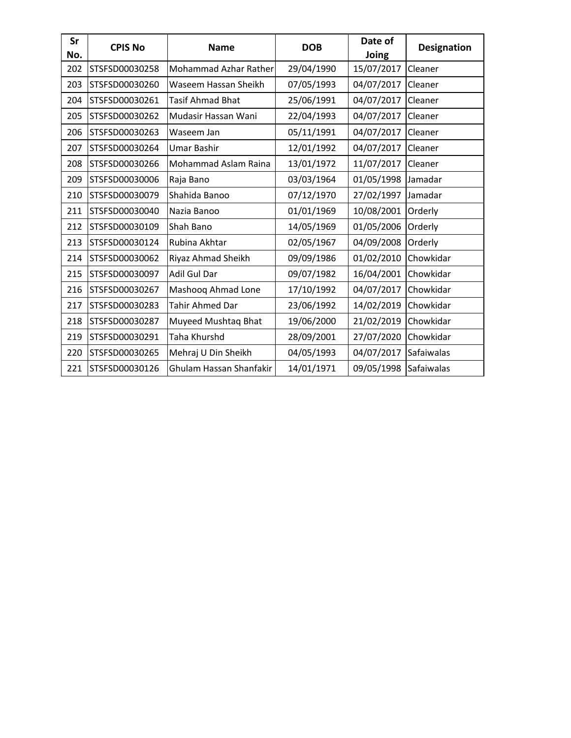| Sr No. | CPIS No | Name | DOB | Date of Joing | Designation |
|---|---|---|---|---|---|
| 202 | STSFSD00030258 | Mohammad Azhar Rather | 29/04/1990 | 15/07/2017 | Cleaner |
| 203 | STSFSD00030260 | Waseem Hassan Sheikh | 07/05/1993 | 04/07/2017 | Cleaner |
| 204 | STSFSD00030261 | Tasif Ahmad Bhat | 25/06/1991 | 04/07/2017 | Cleaner |
| 205 | STSFSD00030262 | Mudasir Hassan Wani | 22/04/1993 | 04/07/2017 | Cleaner |
| 206 | STSFSD00030263 | Waseem Jan | 05/11/1991 | 04/07/2017 | Cleaner |
| 207 | STSFSD00030264 | Umar Bashir | 12/01/1992 | 04/07/2017 | Cleaner |
| 208 | STSFSD00030266 | Mohammad Aslam Raina | 13/01/1972 | 11/07/2017 | Cleaner |
| 209 | STSFSD00030006 | Raja Bano | 03/03/1964 | 01/05/1998 | Jamadar |
| 210 | STSFSD00030079 | Shahida Banoo | 07/12/1970 | 27/02/1997 | Jamadar |
| 211 | STSFSD00030040 | Nazia Banoo | 01/01/1969 | 10/08/2001 | Orderly |
| 212 | STSFSD00030109 | Shah Bano | 14/05/1969 | 01/05/2006 | Orderly |
| 213 | STSFSD00030124 | Rubina Akhtar | 02/05/1967 | 04/09/2008 | Orderly |
| 214 | STSFSD00030062 | Riyaz Ahmad Sheikh | 09/09/1986 | 01/02/2010 | Chowkidar |
| 215 | STSFSD00030097 | Adil Gul Dar | 09/07/1982 | 16/04/2001 | Chowkidar |
| 216 | STSFSD00030267 | Mashooq Ahmad Lone | 17/10/1992 | 04/07/2017 | Chowkidar |
| 217 | STSFSD00030283 | Tahir Ahmed Dar | 23/06/1992 | 14/02/2019 | Chowkidar |
| 218 | STSFSD00030287 | Muyeed Mushtaq Bhat | 19/06/2000 | 21/02/2019 | Chowkidar |
| 219 | STSFSD00030291 | Taha Khurshd | 28/09/2001 | 27/07/2020 | Chowkidar |
| 220 | STSFSD00030265 | Mehraj U Din Sheikh | 04/05/1993 | 04/07/2017 | Safaiwalas |
| 221 | STSFSD00030126 | Ghulam Hassan Shanfakir | 14/01/1971 | 09/05/1998 | Safaiwalas |